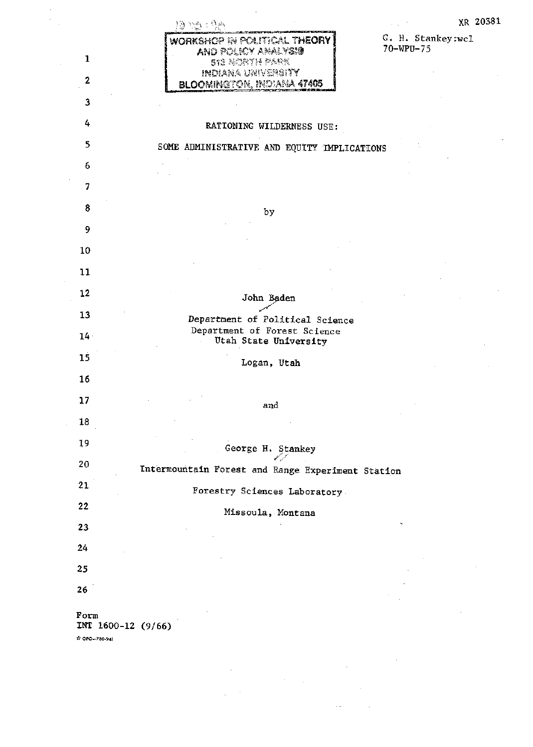WORKSHOP IN POLITICAL THEORY
AND POLICY ANALYSIS
513 NORTH PARK
INDIANA UNIVERSITY
BLOOMINGTON, INDIANA 47405

XR 20381

G. H. Stankey:wcl
70-WPU-75

# RATIONING WILDERNESS USE:

## SOME ADMINISTRATIVE AND EQUITY IMPLICATIONS

by

John Baden

Department of Political Science
Department of Forest Science
Utah State University

Logan, Utah

and

George H. Stankey

Intermountain Forest and Range Experiment Station

Forestry Sciences Laboratory

Missoula, Montana

Form
INT 1600-12 (9/66)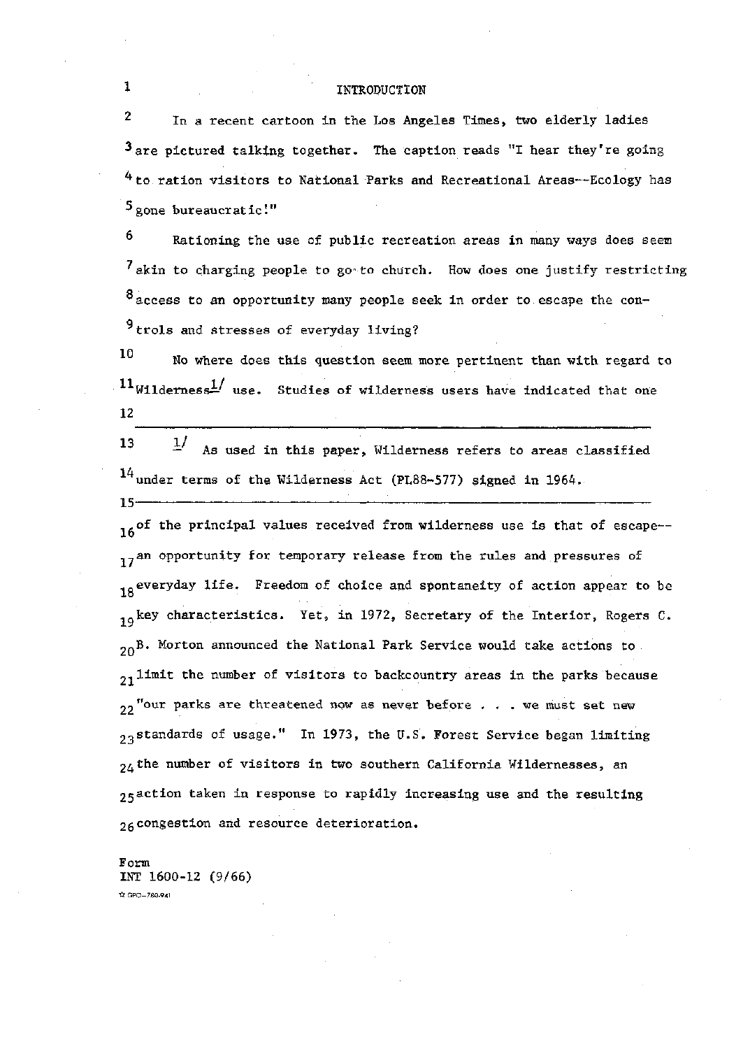# INTRODUCTION

In a recent cartoon in the Los Angeles Times, two elderly ladies are pictured talking together. The caption reads "I hear they're going to ration visitors to National Parks and Recreational Areas--Ecology has gone bureaucratic!"

Rationing the use of public recreation areas in many ways does seem akin to charging people to go to church. How does one justify restricting access to an opportunity many people seek in order to escape the controls and stresses of everyday living?

No where does this question seem more pertinent than with regard to Wilderness[1] use. Studies of wilderness users have indicated that one of the principal values received from wilderness use is that of escape--an opportunity for temporary release from the rules and pressures of everyday life. Freedom of choice and spontaneity of action appear to be key characteristics. Yet, in 1972, Secretary of the Interior, Rogers C. B. Morton announced the National Park Service would take actions to limit the number of visitors to backcountry areas in the parks because "our parks are threatened now as never before . . . we must set new standards of usage." In 1973, the U.S. Forest Service began limiting the number of visitors in two southern California Wildernesses, an action taken in response to rapidly increasing use and the resulting congestion and resource deterioration.

---

[1] As used in this paper, Wilderness refers to areas classified under terms of the Wilderness Act (PL88-577) signed in 1964.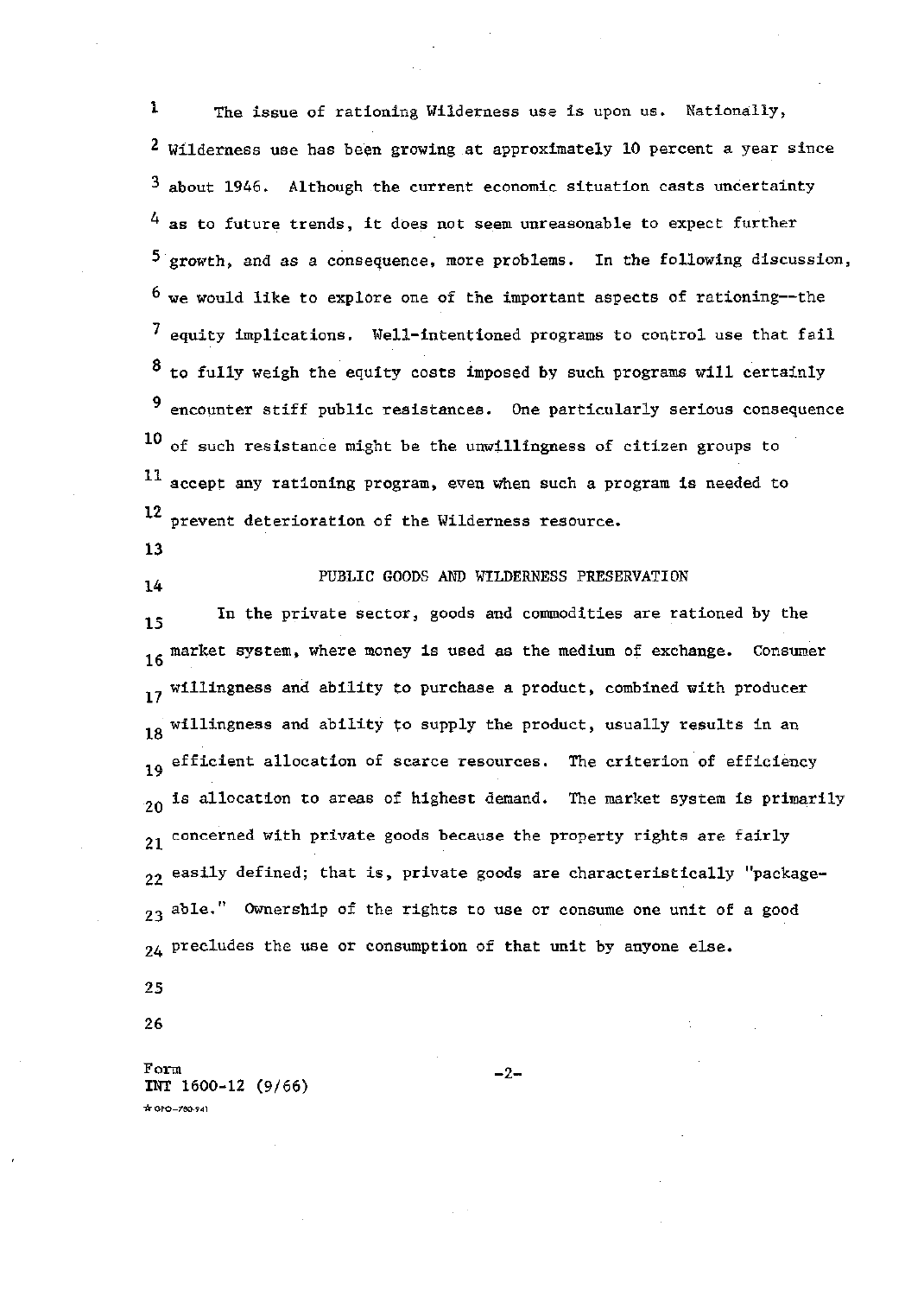The issue of rationing Wilderness use is upon us. Nationally, Wilderness use has been growing at approximately 10 percent a year since about 1946. Although the current economic situation casts uncertainty as to future trends, it does not seem unreasonable to expect further growth, and as a consequence, more problems. In the following discussion, we would like to explore one of the important aspects of rationing--the equity implications. Well-intentioned programs to control use that fail to fully weigh the equity costs imposed by such programs will certainly encounter stiff public resistances. One particularly serious consequence of such resistance might be the unwillingness of citizen groups to accept any rationing program, even when such a program is needed to prevent deterioration of the Wilderness resource.

## PUBLIC GOODS AND WILDERNESS PRESERVATION

In the private sector, goods and commodities are rationed by the market system, where money is used as the medium of exchange. Consumer willingness and ability to purchase a product, combined with producer willingness and ability to supply the product, usually results in an efficient allocation of scarce resources. The criterion of efficiency is allocation to areas of highest demand. The market system is primarily concerned with private goods because the property rights are fairly easily defined; that is, private goods are characteristically "package-able." Ownership of the rights to use or consume one unit of a good precludes the use or consumption of that unit by anyone else.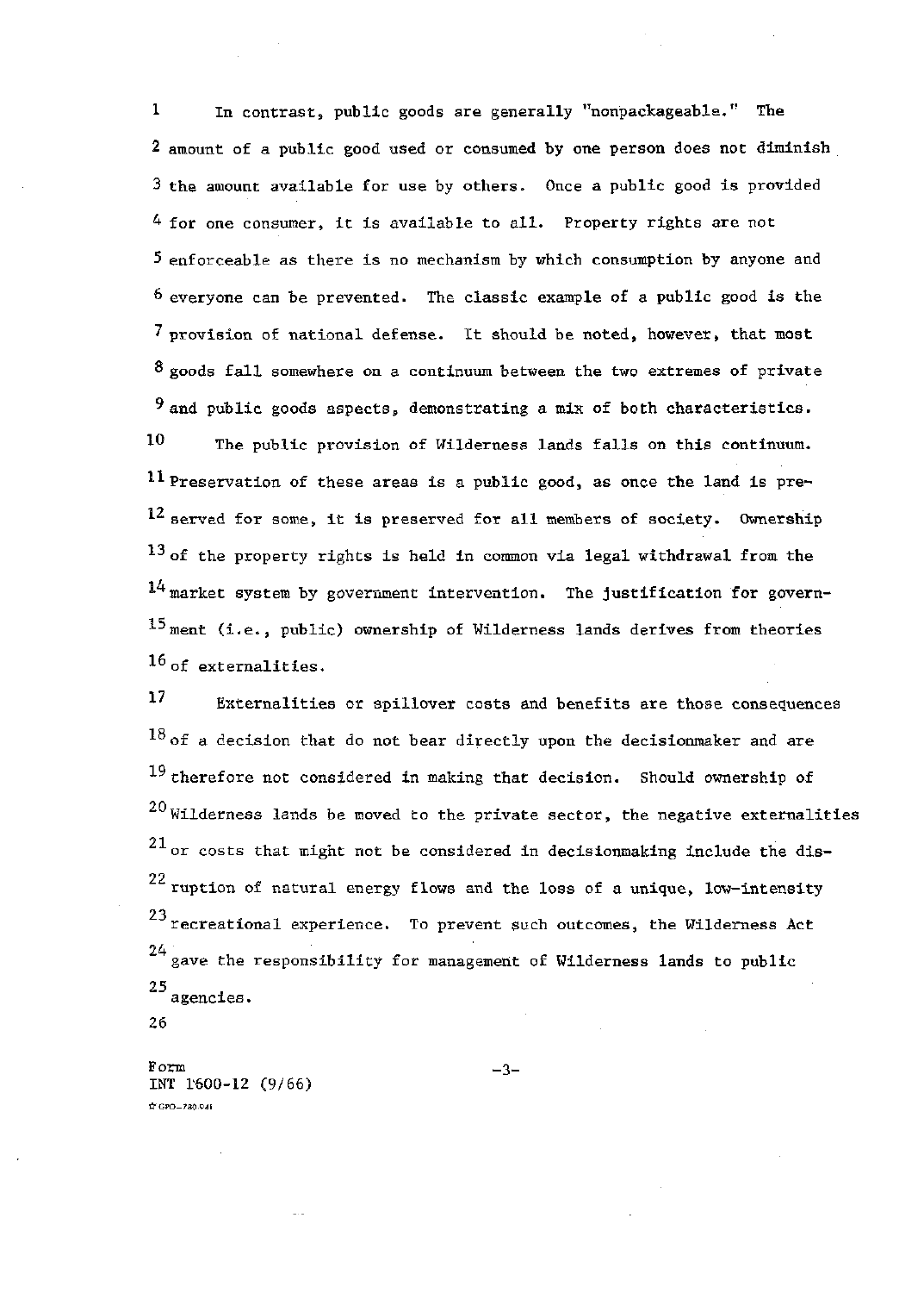In contrast, public goods are generally "nonpackageable." The amount of a public good used or consumed by one person does not diminish the amount available for use by others. Once a public good is provided for one consumer, it is available to all. Property rights are not enforceable as there is no mechanism by which consumption by anyone and everyone can be prevented. The classic example of a public good is the provision of national defense. It should be noted, however, that most goods fall somewhere on a continuum between the two extremes of private and public goods aspects, demonstrating a mix of both characteristics.

The public provision of Wilderness lands falls on this continuum. Preservation of these areas is a public good, as once the land is preserved for some, it is preserved for all members of society. Ownership of the property rights is held in common via legal withdrawal from the market system by government intervention. The justification for government (i.e., public) ownership of Wilderness lands derives from theories of externalities.

Externalities or spillover costs and benefits are those consequences of a decision that do not bear directly upon the decisionmaker and are therefore not considered in making that decision. Should ownership of Wilderness lands be moved to the private sector, the negative externalities or costs that might not be considered in decisionmaking include the disruption of natural energy flows and the loss of a unique, low-intensity recreational experience. To prevent such outcomes, the Wilderness Act gave the responsibility for management of Wilderness lands to public agencies.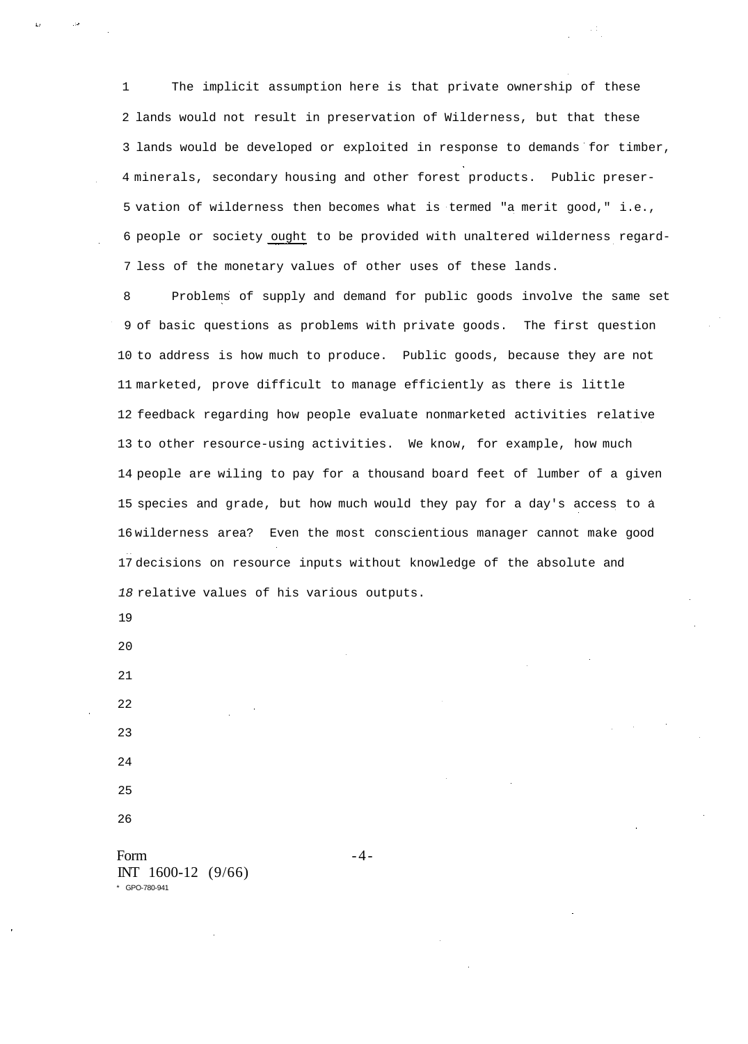The implicit assumption here is that private ownership of these lands would not result in preservation of Wilderness, but that these lands would be developed or exploited in response to demands for timber, minerals, secondary housing and other forest products. Public preservation of wilderness then becomes what is termed "a merit good," i.e., people or society ought to be provided with unaltered wilderness regardless of the monetary values of other uses of these lands.

Problems of supply and demand for public goods involve the same set of basic questions as problems with private goods. The first question to address is how much to produce. Public goods, because they are not marketed, prove difficult to manage efficiently as there is little feedback regarding how people evaluate nonmarketed activities relative to other resource-using activities. We know, for example, how much people are wiling to pay for a thousand board feet of lumber of a given species and grade, but how much would they pay for a day's access to a wilderness area? Even the most conscientious manager cannot make good decisions on resource inputs without knowledge of the absolute and relative values of his various outputs.

Form
INT 1600-12 (9/66)
* GPO-780-941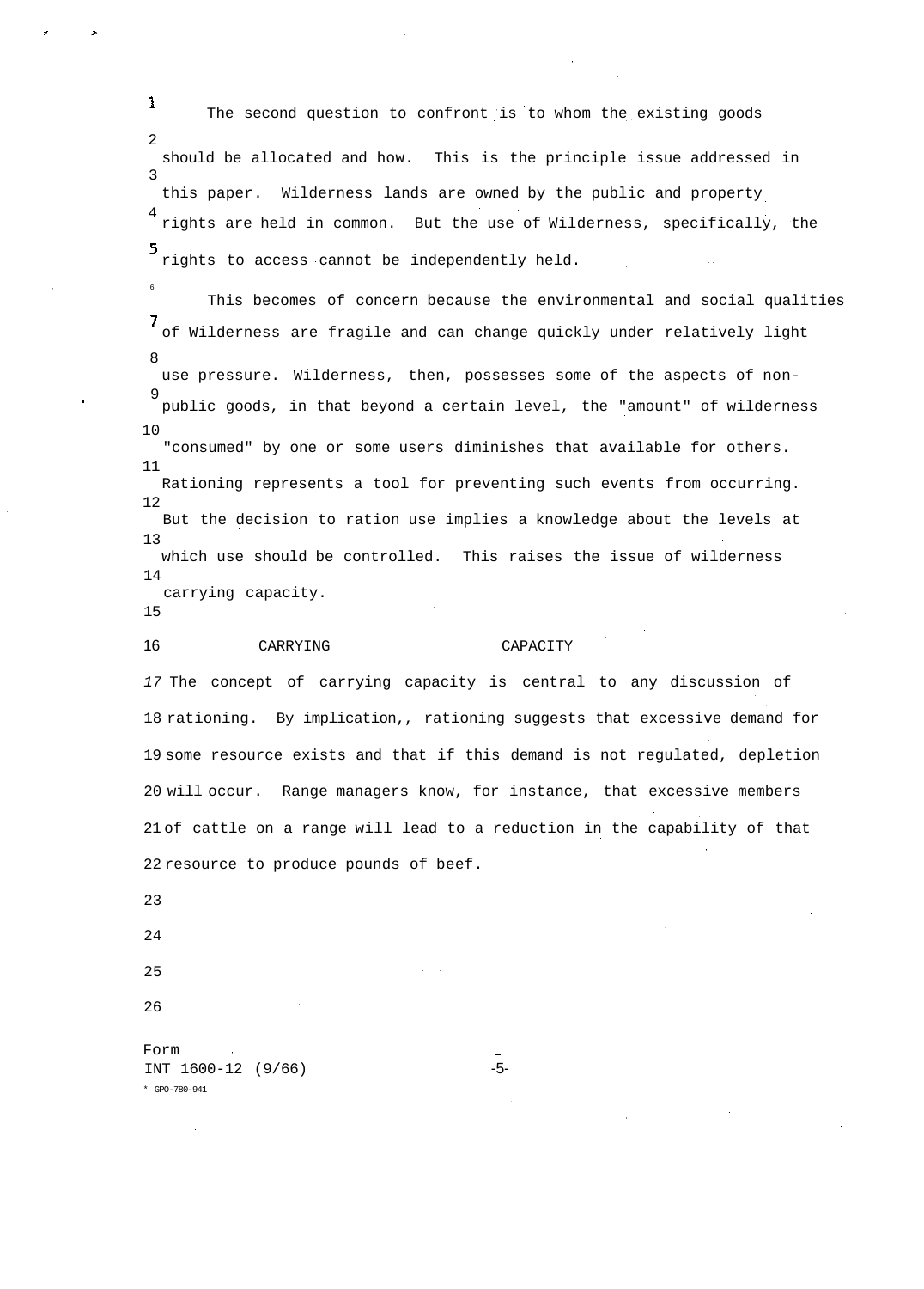The second question to confront is to whom the existing goods should be allocated and how. This is the principle issue addressed in this paper. Wilderness lands are owned by the public and property rights are held in common. But the use of Wilderness, specifically, the rights to access cannot be independently held.

This becomes of concern because the environmental and social qualities of Wilderness are fragile and can change quickly under relatively light use pressure. Wilderness, then, possesses some of the aspects of non-public goods, in that beyond a certain level, the "amount" of wilderness "consumed" by one or some users diminishes that available for others. Rationing represents a tool for preventing such events from occurring. But the decision to ration use implies a knowledge about the levels at which use should be controlled. This raises the issue of wilderness carrying capacity.

## CARRYING CAPACITY

The concept of carrying capacity is central to any discussion of rationing. By implication,, rationing suggests that excessive demand for some resource exists and that if this demand is not regulated, depletion will occur. Range managers know, for instance, that excessive members of cattle on a range will lead to a reduction in the capability of that resource to produce pounds of beef.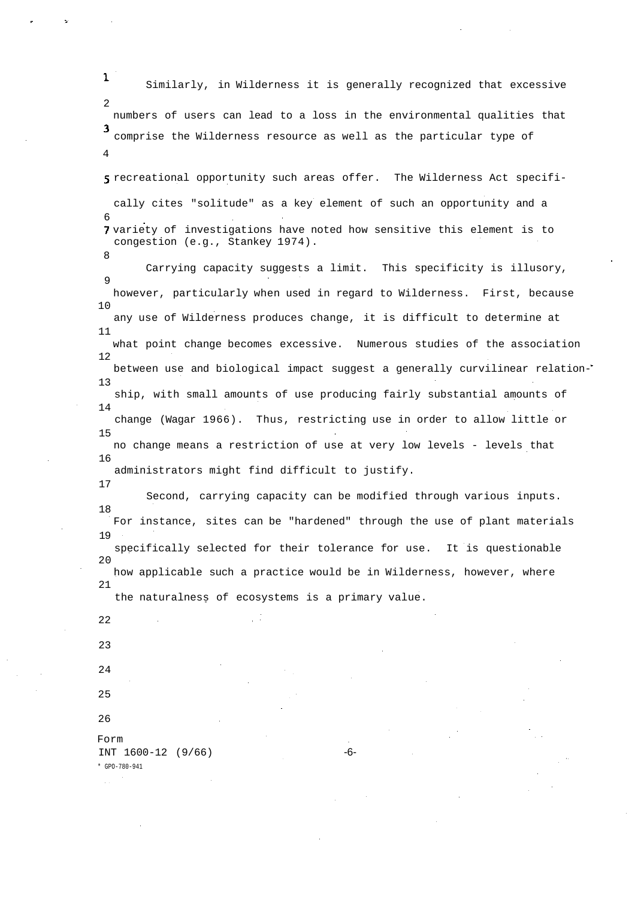Similarly, in Wilderness it is generally recognized that excessive numbers of users can lead to a loss in the environmental qualities that comprise the Wilderness resource as well as the particular type of recreational opportunity such areas offer. The Wilderness Act specifically cites "solitude" as a key element of such an opportunity and a variety of investigations have noted how sensitive this element is to congestion (e.g., Stankey 1974).

Carrying capacity suggests a limit. This specificity is illusory, however, particularly when used in regard to Wilderness. First, because any use of Wilderness produces change, it is difficult to determine at what point change becomes excessive. Numerous studies of the association between use and biological impact suggest a generally curvilinear relationship, with small amounts of use producing fairly substantial amounts of change (Wagar 1966). Thus, restricting use in order to allow little or no change means a restriction of use at very low levels - levels that administrators might find difficult to justify.

Second, carrying capacity can be modified through various inputs. For instance, sites can be "hardened" through the use of plant materials specifically selected for their tolerance for use. It is questionable how applicable such a practice would be in Wilderness, however, where the naturalness of ecosystems is a primary value.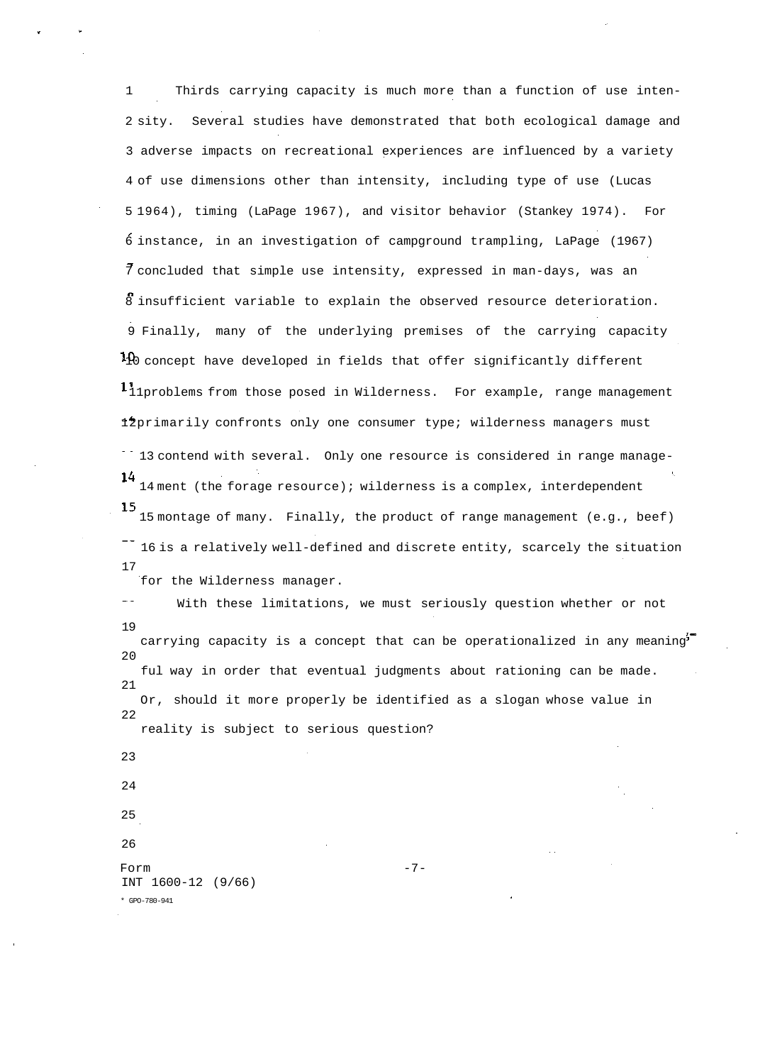Thirds carrying capacity is much more than a function of use intensity. Several studies have demonstrated that both ecological damage and adverse impacts on recreational experiences are influenced by a variety of use dimensions other than intensity, including type of use (Lucas 1964), timing (LaPage 1967), and visitor behavior (Stankey 1974). For instance, in an investigation of campground trampling, LaPage (1967) concluded that simple use intensity, expressed in man-days, was an insufficient variable to explain the observed resource deterioration. Finally, many of the underlying premises of the carrying capacity concept have developed in fields that offer significantly different problems from those posed in Wilderness. For example, range management primarily confronts only one consumer type; wilderness managers must contend with several. Only one resource is considered in range management (the forage resource); wilderness is a complex, interdependent montage of many. Finally, the product of range management (e.g., beef) is a relatively well-defined and discrete entity, scarcely the situation for the Wilderness manager.

With these limitations, we must seriously question whether or not carrying capacity is a concept that can be operationalized in any meaningful way in order that eventual judgments about rationing can be made. Or, should it more properly be identified as a slogan whose value in reality is subject to serious question?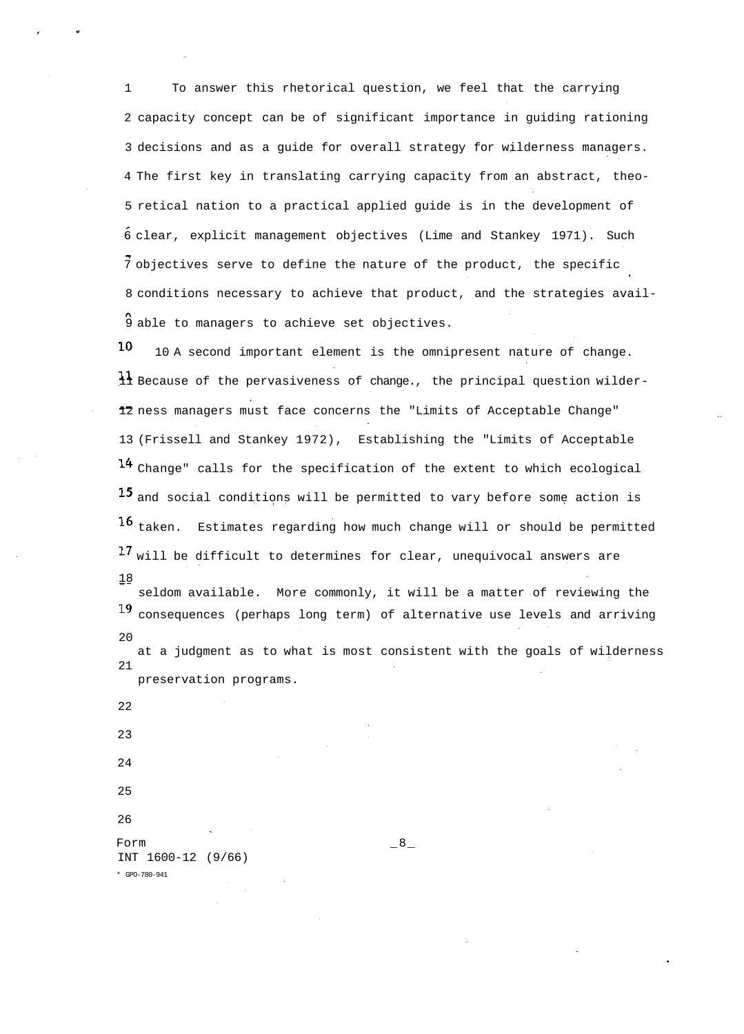To answer this rhetorical question, we feel that the carrying capacity concept can be of significant importance in guiding rationing decisions and as a guide for overall strategy for wilderness managers. The first key in translating carrying capacity from an abstract, theoretical nation to a practical applied guide is in the development of clear, explicit management objectives (Lime and Stankey 1971). Such objectives serve to define the nature of the product, the specific conditions necessary to achieve that product, and the strategies available to managers to achieve set objectives.

A second important element is the omnipresent nature of change. Because of the pervasiveness of change., the principal question wilderness managers must face concerns the "Limits of Acceptable Change" (Frissell and Stankey 1972), Establishing the "Limits of Acceptable Change" calls for the specification of the extent to which ecological and social conditions will be permitted to vary before some action is taken. Estimates regarding how much change will or should be permitted will be difficult to determines for clear, unequivocal answers are seldom available. More commonly, it will be a matter of reviewing the consequences (perhaps long term) of alternative use levels and arriving at a judgment as to what is most consistent with the goals of wilderness preservation programs.

Form
INT 1600-12 (9/66)
* GPO-780-941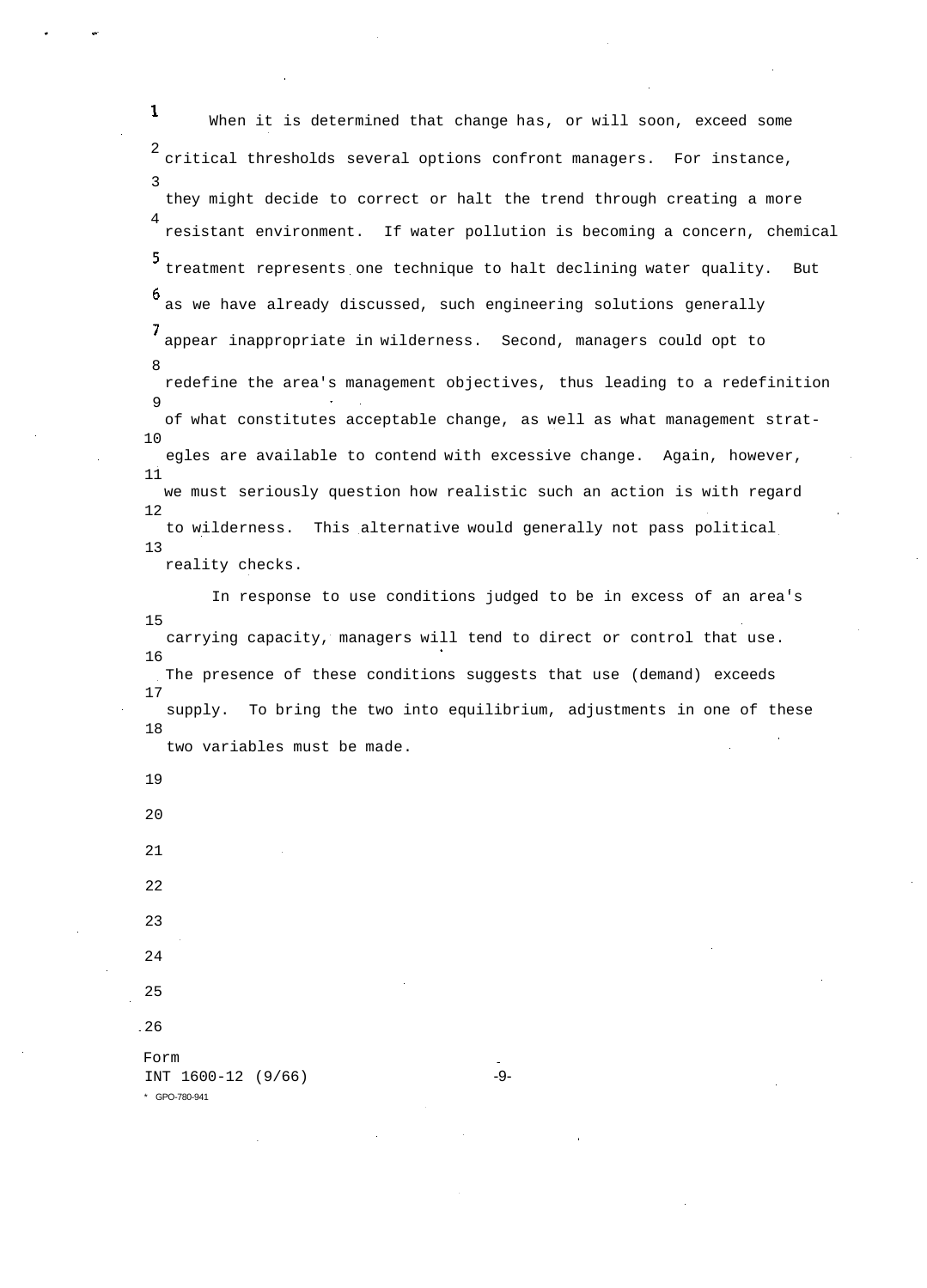When it is determined that change has, or will soon, exceed some critical thresholds several options confront managers. For instance, they might decide to correct or halt the trend through creating a more resistant environment. If water pollution is becoming a concern, chemical treatment represents one technique to halt declining water quality. But as we have already discussed, such engineering solutions generally appear inappropriate in wilderness. Second, managers could opt to redefine the area's management objectives, thus leading to a redefinition of what constitutes acceptable change, as well as what management strategegles are available to contend with excessive change. Again, however, we must seriously question how realistic such an action is with regard to wilderness. This alternative would generally not pass political reality checks.

In response to use conditions judged to be in excess of an area's carrying capacity, managers will tend to direct or control that use. The presence of these conditions suggests that use (demand) exceeds supply. To bring the two into equilibrium, adjustments in one of these two variables must be made.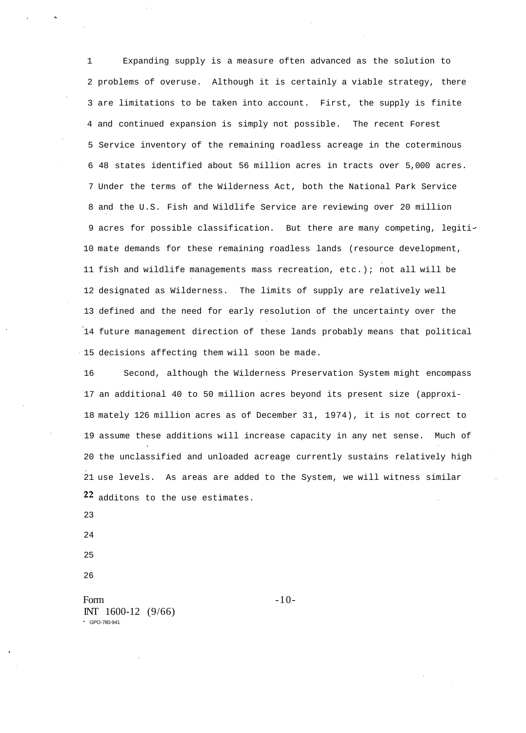Expanding supply is a measure often advanced as the solution to problems of overuse. Although it is certainly a viable strategy, there are limitations to be taken into account. First, the supply is finite and continued expansion is simply not possible. The recent Forest Service inventory of the remaining roadless acreage in the coterminous 48 states identified about 56 million acres in tracts over 5,000 acres. Under the terms of the Wilderness Act, both the National Park Service and the U.S. Fish and Wildlife Service are reviewing over 20 million acres for possible classification. But there are many competing, legitimate demands for these remaining roadless lands (resource development, fish and wildlife managements mass recreation, etc.); not all will be designated as Wilderness. The limits of supply are relatively well defined and the need for early resolution of the uncertainty over the future management direction of these lands probably means that political decisions affecting them will soon be made.

Second, although the Wilderness Preservation System might encompass an additional 40 to 50 million acres beyond its present size (approximately 126 million acres as of December 31, 1974), it is not correct to assume these additions will increase capacity in any net sense. Much of the unclassified and unloaded acreage currently sustains relatively high use levels. As areas are added to the System, we will witness similar additons to the use estimates.

Form
INT 1600-12 (9/66)
* GPO-780-941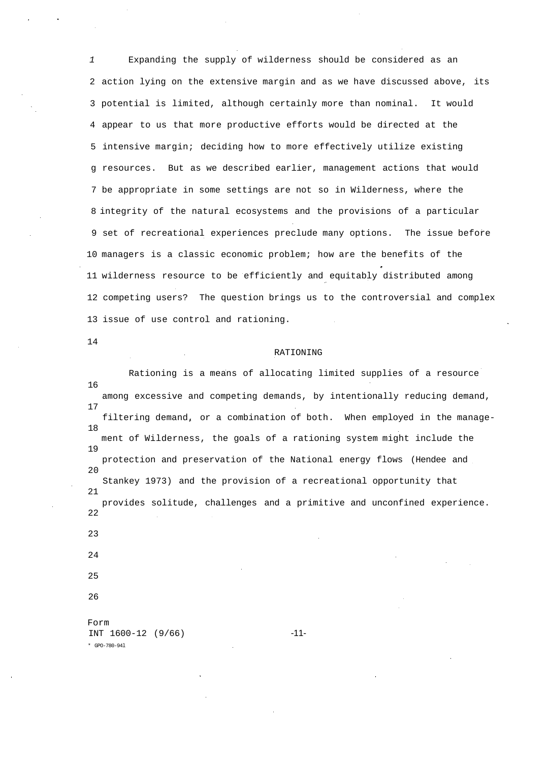Expanding the supply of wilderness should be considered as an action lying on the extensive margin and as we have discussed above, its potential is limited, although certainly more than nominal. It would appear to us that more productive efforts would be directed at the intensive margin; deciding how to more effectively utilize existing resources. But as we described earlier, management actions that would be appropriate in some settings are not so in Wilderness, where the integrity of the natural ecosystems and the provisions of a particular set of recreational experiences preclude many options. The issue before managers is a classic economic problem; how are the benefits of the wilderness resource to be efficiently and equitably distributed among competing users? The question brings us to the controversial and complex issue of use control and rationing.

## RATIONING

Rationing is a means of allocating limited supplies of a resource among excessive and competing demands, by intentionally reducing demand, filtering demand, or a combination of both. When employed in the management of Wilderness, the goals of a rationing system might include the protection and preservation of the National energy flows (Hendee and Stankey 1973) and the provision of a recreational opportunity that provides solitude, challenges and a primitive and unconfined experience.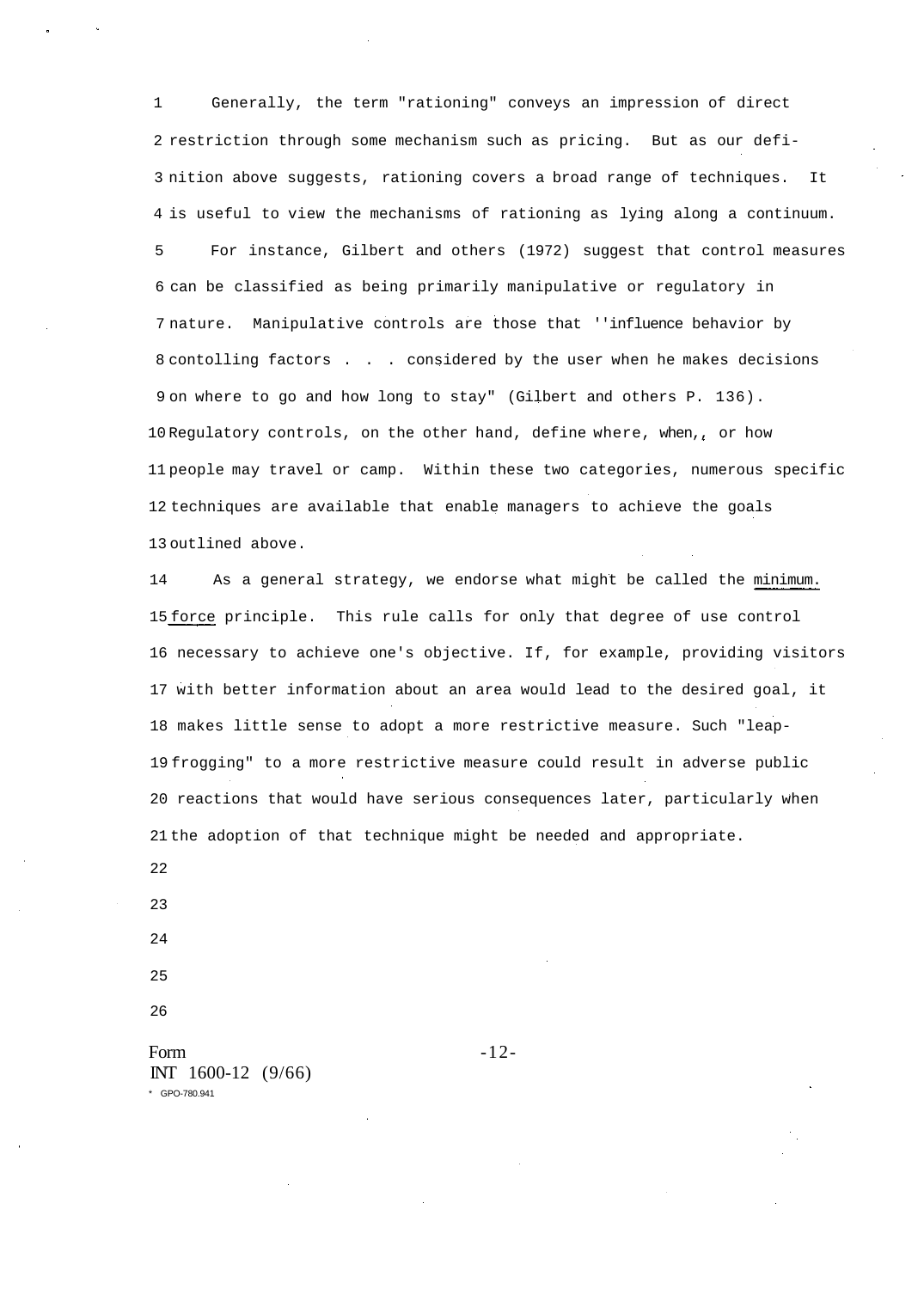Generally, the term "rationing" conveys an impression of direct restriction through some mechanism such as pricing. But as our definition above suggests, rationing covers a broad range of techniques. It is useful to view the mechanisms of rationing as lying along a continuum. For instance, Gilbert and others (1972) suggest that control measures can be classified as being primarily manipulative or regulatory in nature. Manipulative controls are those that ''influence behavior by contolling factors . . . considered by the user when he makes decisions on where to go and how long to stay" (Gilbert and others P. 136). Regulatory controls, on the other hand, define where, when, or how people may travel or camp. Within these two categories, numerous specific techniques are available that enable managers to achieve the goals outlined above.

As a general strategy, we endorse what might be called the <u>minimum force</u> principle. This rule calls for only that degree of use control necessary to achieve one's objective. If, for example, providing visitors with better information about an area would lead to the desired goal, it makes little sense to adopt a more restrictive measure. Such "leap-frogging" to a more restrictive measure could result in adverse public reactions that would have serious consequences later, particularly when the adoption of that technique might be needed and appropriate.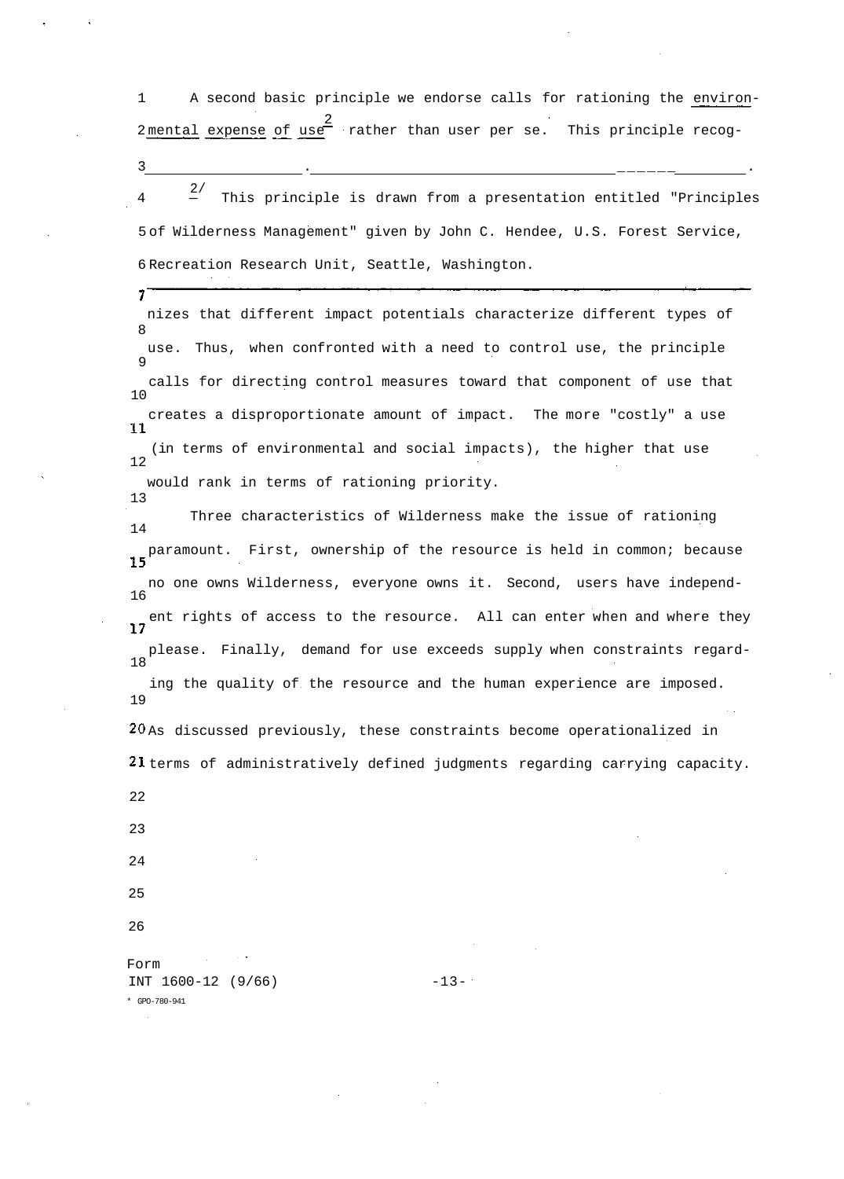A second basic principle we endorse calls for rationing the <u>environmental expense of use</u>[2] rather than user per se. This principle recognizes that different impact potentials characterize different types of use. Thus, when confronted with a need to control use, the principle calls for directing control measures toward that component of use that creates a disproportionate amount of impact. The more "costly" a use (in terms of environmental and social impacts), the higher that use would rank in terms of rationing priority.

Three characteristics of Wilderness make the issue of rationing paramount. First, ownership of the resource is held in common; because no one owns Wilderness, everyone owns it. Second, users have independent rights of access to the resource. All can enter when and where they please. Finally, demand for use exceeds supply when constraints regarding the quality of the resource and the human experience are imposed. As discussed previously, these constraints become operationalized in terms of administratively defined judgments regarding carrying capacity.

---

2/ This principle is drawn from a presentation entitled "Principles of Wilderness Management" given by John C. Hendee, U.S. Forest Service, Recreation Research Unit, Seattle, Washington.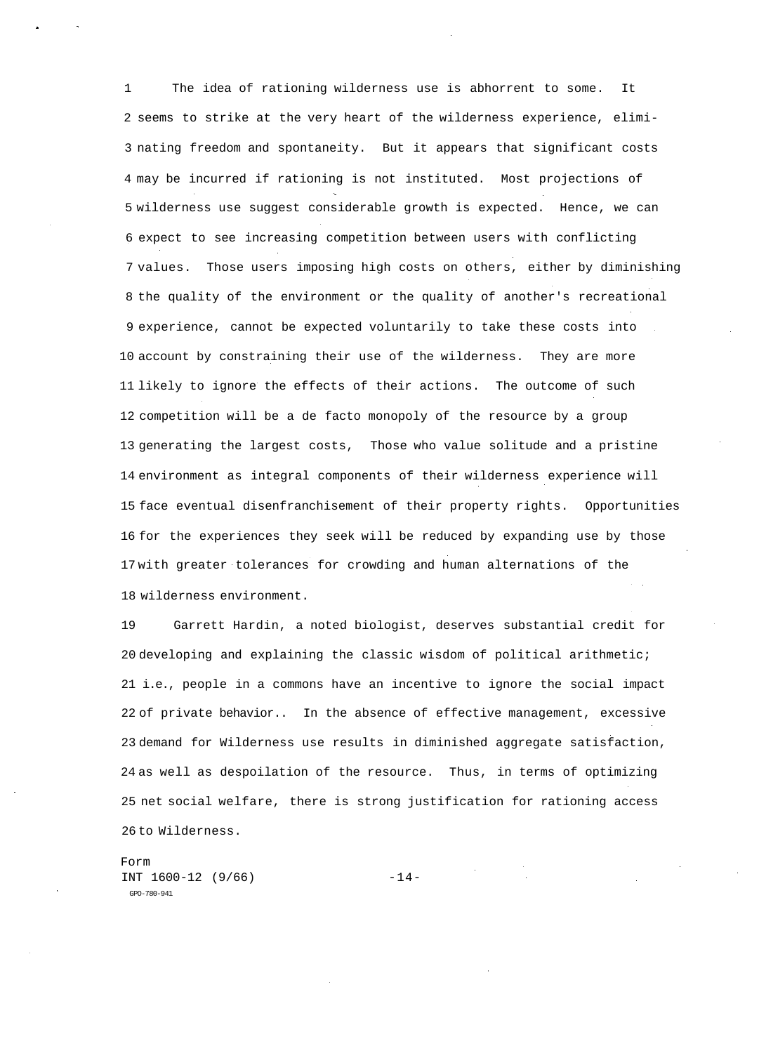The idea of rationing wilderness use is abhorrent to some. It seems to strike at the very heart of the wilderness experience, eliminating freedom and spontaneity. But it appears that significant costs may be incurred if rationing is not instituted. Most projections of wilderness use suggest considerable growth is expected. Hence, we can expect to see increasing competition between users with conflicting values. Those users imposing high costs on others, either by diminishing the quality of the environment or the quality of another's recreational experience, cannot be expected voluntarily to take these costs into account by constraining their use of the wilderness. They are more likely to ignore the effects of their actions. The outcome of such competition will be a de facto monopoly of the resource by a group generating the largest costs, Those who value solitude and a pristine environment as integral components of their wilderness experience will face eventual disenfranchisement of their property rights. Opportunities for the experiences they seek will be reduced by expanding use by those with greater tolerances for crowding and human alternations of the wilderness environment.

Garrett Hardin, a noted biologist, deserves substantial credit for developing and explaining the classic wisdom of political arithmetic; i.e., people in a commons have an incentive to ignore the social impact of private behavior.. In the absence of effective management, excessive demand for Wilderness use results in diminished aggregate satisfaction, as well as despoilation of the resource. Thus, in terms of optimizing net social welfare, there is strong justification for rationing access to Wilderness.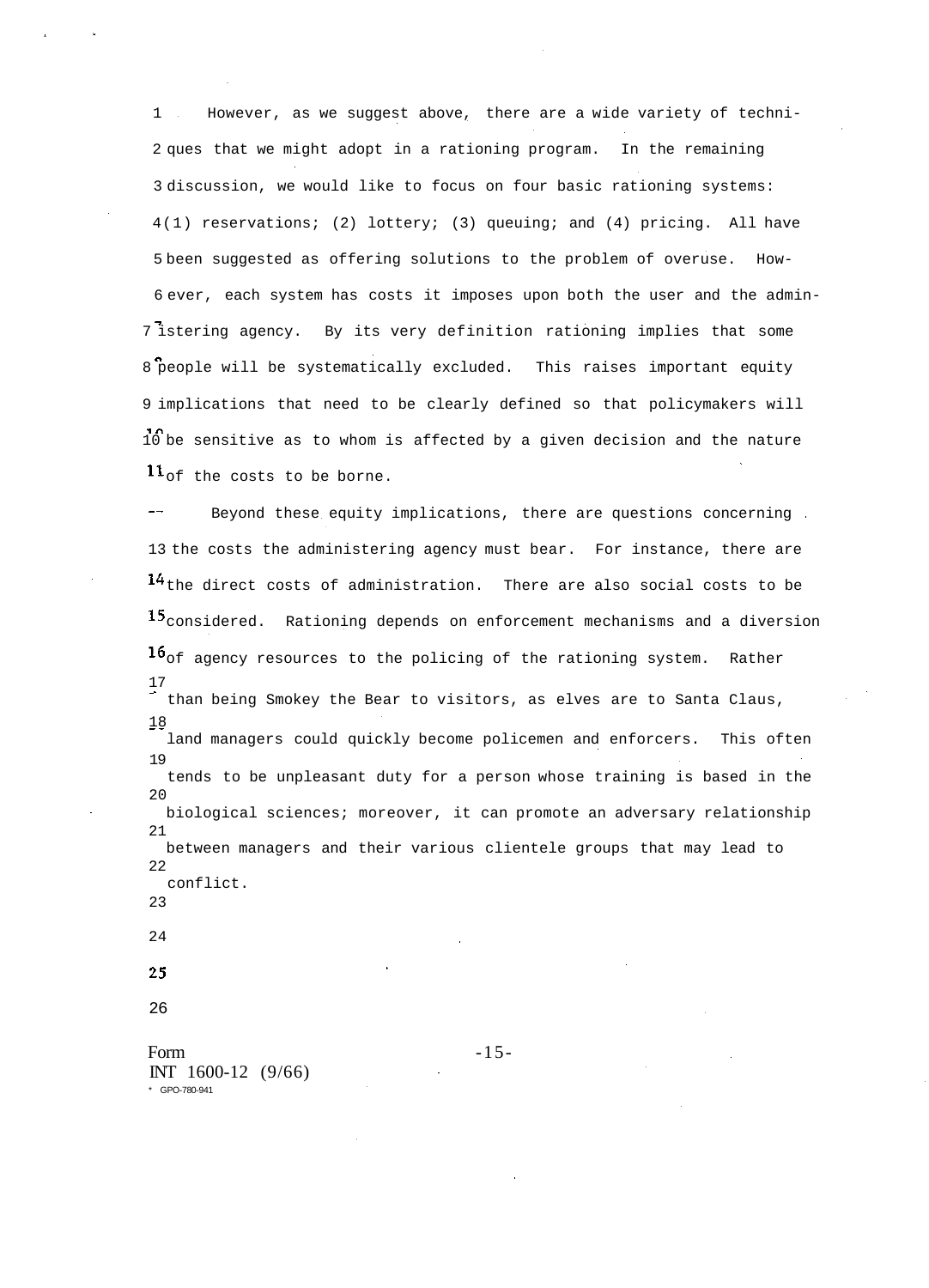However, as we suggest above, there are a wide variety of techniques that we might adopt in a rationing program. In the remaining discussion, we would like to focus on four basic rationing systems: (1) reservations; (2) lottery; (3) queuing; and (4) pricing. All have been suggested as offering solutions to the problem of overuse. However, each system has costs it imposes upon both the user and the administering agency. By its very definition rationing implies that some people will be systematically excluded. This raises important equity implications that need to be clearly defined so that policymakers will be sensitive as to whom is affected by a given decision and the nature of the costs to be borne.

Beyond these equity implications, there are questions concerning the costs the administering agency must bear. For instance, there are the direct costs of administration. There are also social costs to be considered. Rationing depends on enforcement mechanisms and a diversion of agency resources to the policing of the rationing system. Rather than being Smokey the Bear to visitors, as elves are to Santa Claus, land managers could quickly become policemen and enforcers. This often tends to be unpleasant duty for a person whose training is based in the biological sciences; moreover, it can promote an adversary relationship between managers and their various clientele groups that may lead to conflict.

Form INT 1600-12 (9/66)
* GPO-780-941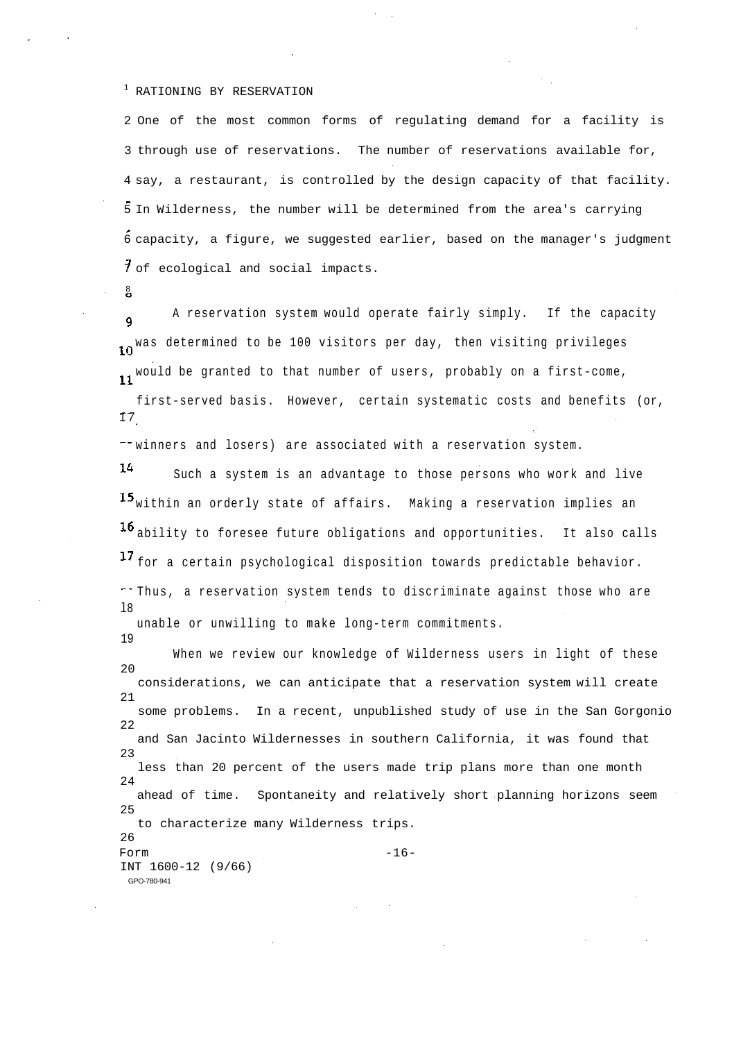## RATIONING BY RESERVATION

One of the most common forms of regulating demand for a facility is through use of reservations. The number of reservations available for, say, a restaurant, is controlled by the design capacity of that facility. In Wilderness, the number will be determined from the area's carrying capacity, a figure, we suggested earlier, based on the manager's judgment of ecological and social impacts.

A reservation system would operate fairly simply. If the capacity was determined to be 100 visitors per day, then visiting privileges would be granted to that number of users, probably on a first-come, first-served basis. However, certain systematic costs and benefits (or, winners and losers) are associated with a reservation system.

Such a system is an advantage to those persons who work and live within an orderly state of affairs. Making a reservation implies an ability to foresee future obligations and opportunities. It also calls for a certain psychological disposition towards predictable behavior. Thus, a reservation system tends to discriminate against those who are unable or unwilling to make long-term commitments.

When we review our knowledge of Wilderness users in light of these considerations, we can anticipate that a reservation system will create some problems. In a recent, unpublished study of use in the San Gorgonio and San Jacinto Wildernesses in southern California, it was found that less than 20 percent of the users made trip plans more than one month ahead of time. Spontaneity and relatively short planning horizons seem to characterize many Wilderness trips.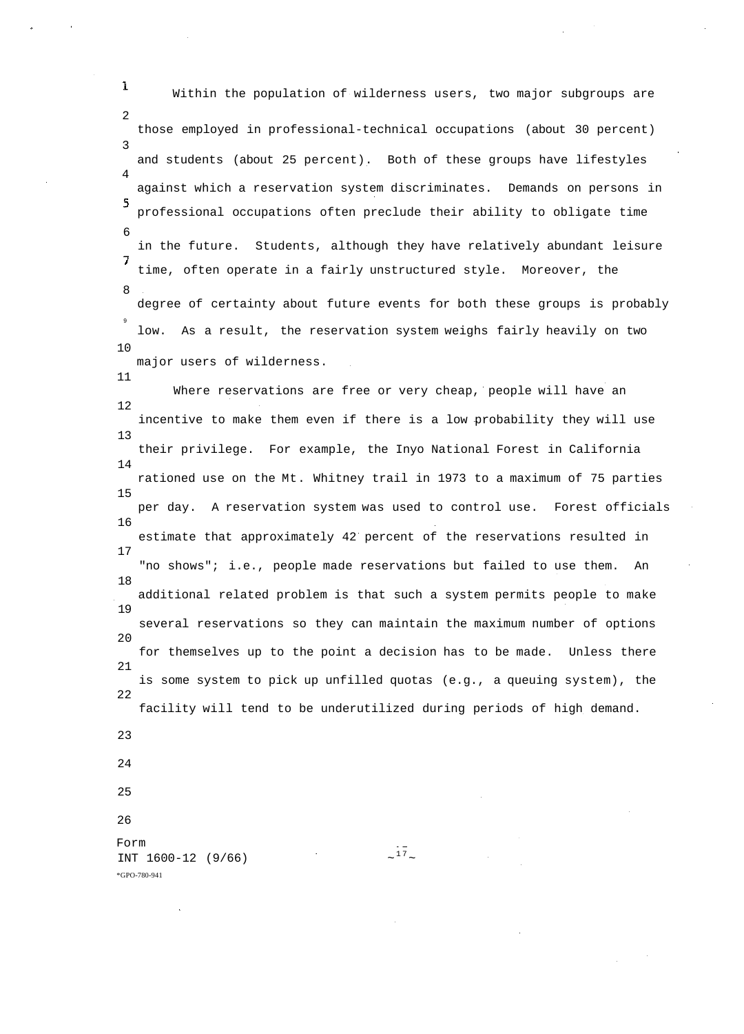Within the population of wilderness users, two major subgroups are those employed in professional-technical occupations (about 30 percent) and students (about 25 percent). Both of these groups have lifestyles against which a reservation system discriminates. Demands on persons in professional occupations often preclude their ability to obligate time in the future. Students, although they have relatively abundant leisure time, often operate in a fairly unstructured style. Moreover, the degree of certainty about future events for both these groups is probably low. As a result, the reservation system weighs fairly heavily on two major users of wilderness.

Where reservations are free or very cheap, people will have an incentive to make them even if there is a low probability they will use their privilege. For example, the Inyo National Forest in California rationed use on the Mt. Whitney trail in 1973 to a maximum of 75 parties per day. A reservation system was used to control use. Forest officials estimate that approximately 42 percent of the reservations resulted in "no shows"; i.e., people made reservations but failed to use them. An additional related problem is that such a system permits people to make several reservations so they can maintain the maximum number of options for themselves up to the point a decision has to be made. Unless there is some system to pick up unfilled quotas (e.g., a queuing system), the facility will tend to be underutilized during periods of high demand.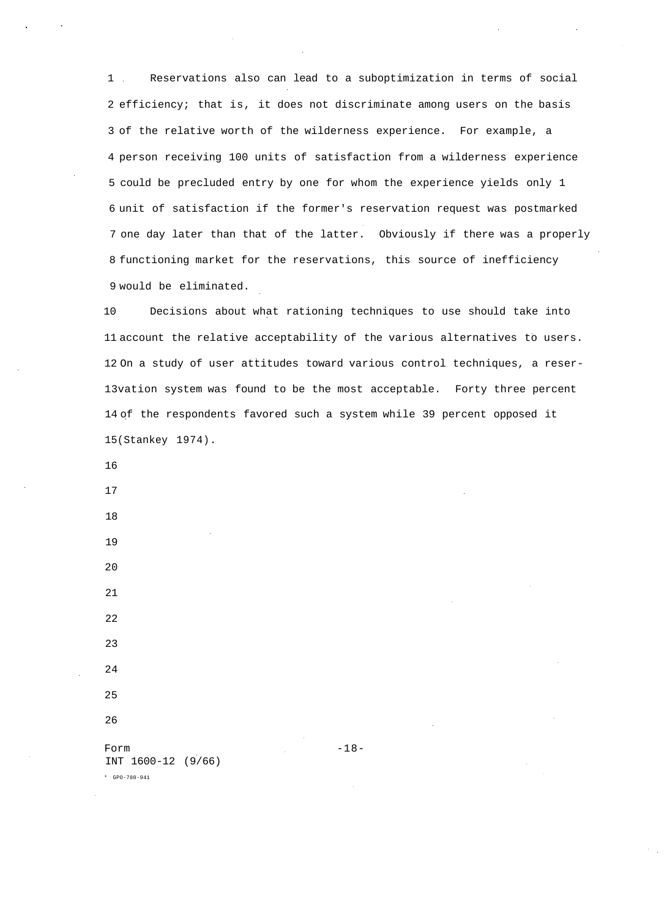Reservations also can lead to a suboptimization in terms of social efficiency; that is, it does not discriminate among users on the basis of the relative worth of the wilderness experience. For example, a person receiving 100 units of satisfaction from a wilderness experience could be precluded entry by one for whom the experience yields only 1 unit of satisfaction if the former's reservation request was postmarked one day later than that of the latter. Obviously if there was a properly functioning market for the reservations, this source of inefficiency would be eliminated.

Decisions about what rationing techniques to use should take into account the relative acceptability of the various alternatives to users. On a study of user attitudes toward various control techniques, a reservation system was found to be the most acceptable. Forty three percent of the respondents favored such a system while 39 percent opposed it (Stankey 1974).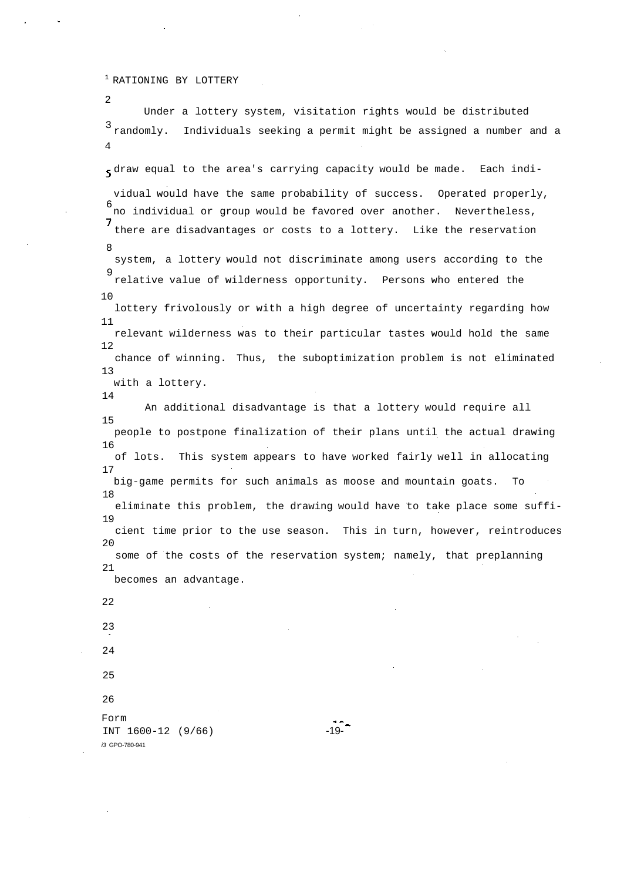## RATIONING BY LOTTERY

Under a lottery system, visitation rights would be distributed randomly. Individuals seeking a permit might be assigned a number and a draw equal to the area's carrying capacity would be made. Each individual would have the same probability of success. Operated properly, no individual or group would be favored over another. Nevertheless, there are disadvantages or costs to a lottery. Like the reservation system, a lottery would not discriminate among users according to the relative value of wilderness opportunity. Persons who entered the lottery frivolously or with a high degree of uncertainty regarding how relevant wilderness was to their particular tastes would hold the same chance of winning. Thus, the suboptimization problem is not eliminated with a lottery.

An additional disadvantage is that a lottery would require all people to postpone finalization of their plans until the actual drawing of lots. This system appears to have worked fairly well in allocating big-game permits for such animals as moose and mountain goats. To eliminate this problem, the drawing would have to take place some sufficient time prior to the use season. This in turn, however, reintroduces some of the costs of the reservation system; namely, that preplanning becomes an advantage.

Form
INT 1600-12 (9/66)
GPO-780-941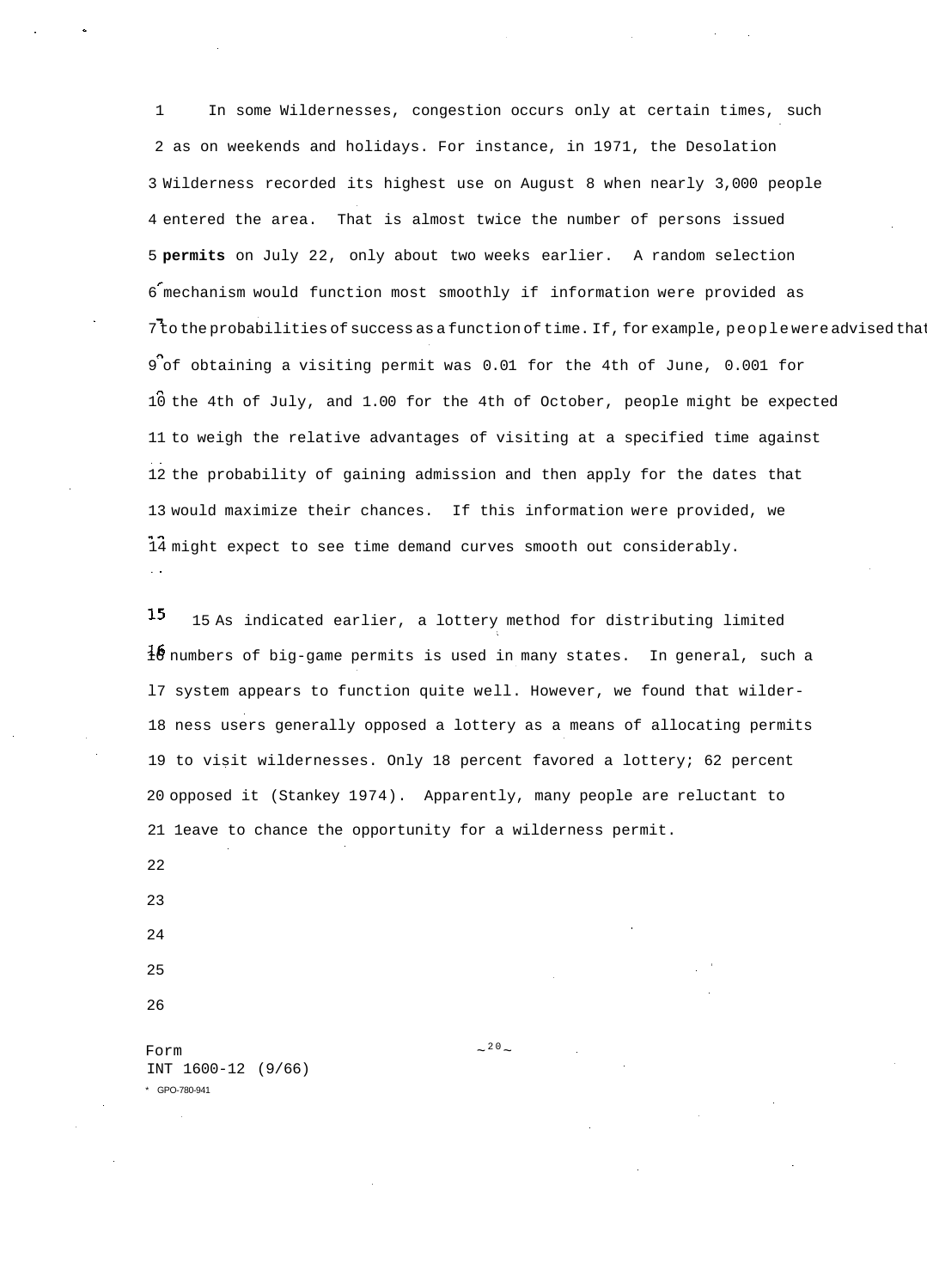In some Wildernesses, congestion occurs only at certain times, such as on weekends and holidays. For instance, in 1971, the Desolation Wilderness recorded its highest use on August 8 when nearly 3,000 people entered the area. That is almost twice the number of persons issued **permits** on July 22, only about two weeks earlier. A random selection mechanism would function most smoothly if information were provided as to the probabilities of success as a function of time. If, for example, people were advised that of obtaining a visiting permit was 0.01 for the 4th of June, 0.001 for the 4th of July, and 1.00 for the 4th of October, people might be expected to weigh the relative advantages of visiting at a specified time against the probability of gaining admission and then apply for the dates that would maximize their chances. If this information were provided, we might expect to see time demand curves smooth out considerably.

As indicated earlier, a lottery method for distributing limited numbers of big-game permits is used in many states. In general, such a system appears to function quite well. However, we found that wilderness users generally opposed a lottery as a means of allocating permits to visit wildernesses. Only 18 percent favored a lottery; 62 percent opposed it (Stankey 1974). Apparently, many people are reluctant to leave to chance the opportunity for a wilderness permit.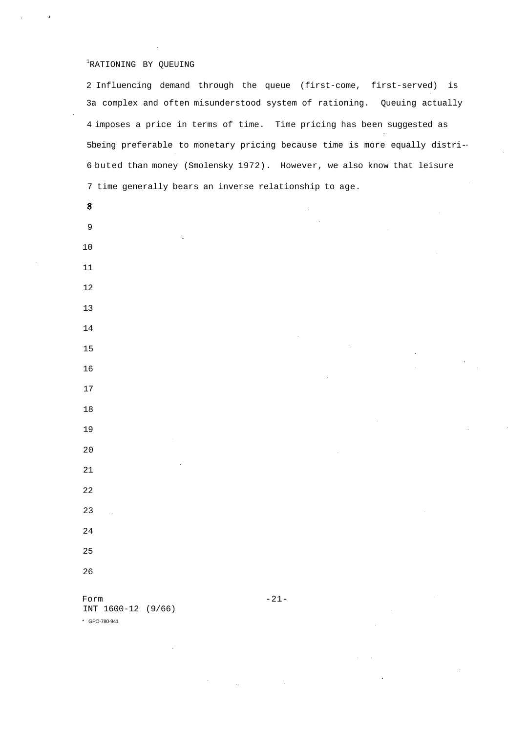## RATIONING BY QUEUING

Influencing demand through the queue (first-come, first-served) is a complex and often misunderstood system of rationing. Queuing actually imposes a price in terms of time. Time pricing has been suggested as being preferable to monetary pricing because time is more equally distributed than money (Smolensky 1972). However, we also know that leisure time generally bears an inverse relationship to age.

Form INT 1600-12 (9/66)

* GPO-780-941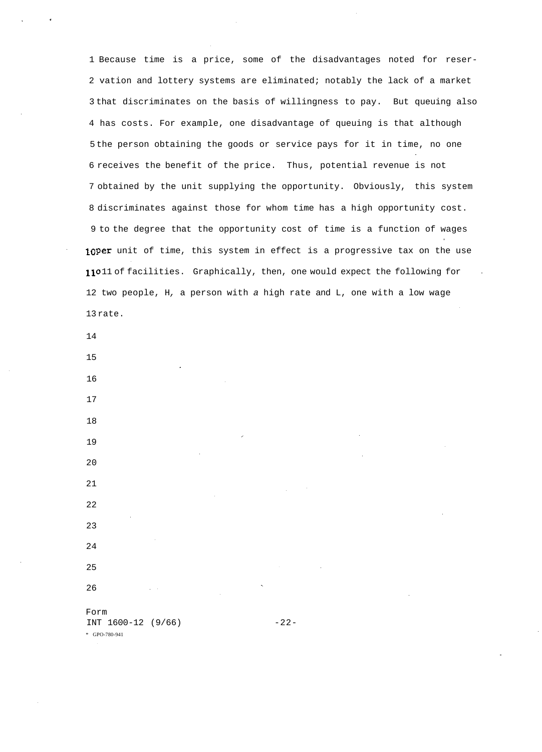Because time is a price, some of the disadvantages noted for reservation and lottery systems are eliminated; notably the lack of a market that discriminates on the basis of willingness to pay. But queuing also has costs. For example, one disadvantage of queuing is that although the person obtaining the goods or service pays for it in time, no one receives the benefit of the price. Thus, potential revenue is not obtained by the unit supplying the opportunity. Obviously, this system discriminates against those for whom time has a high opportunity cost. to the degree that the opportunity cost of time is a function of wages per unit of time, this system in effect is a progressive tax on the use of facilities. Graphically, then, one would expect the following for two people, H, a person with *a* high rate and L, one with a low wage rate.

Form INT 1600-12 (9/66)

GPO-780-941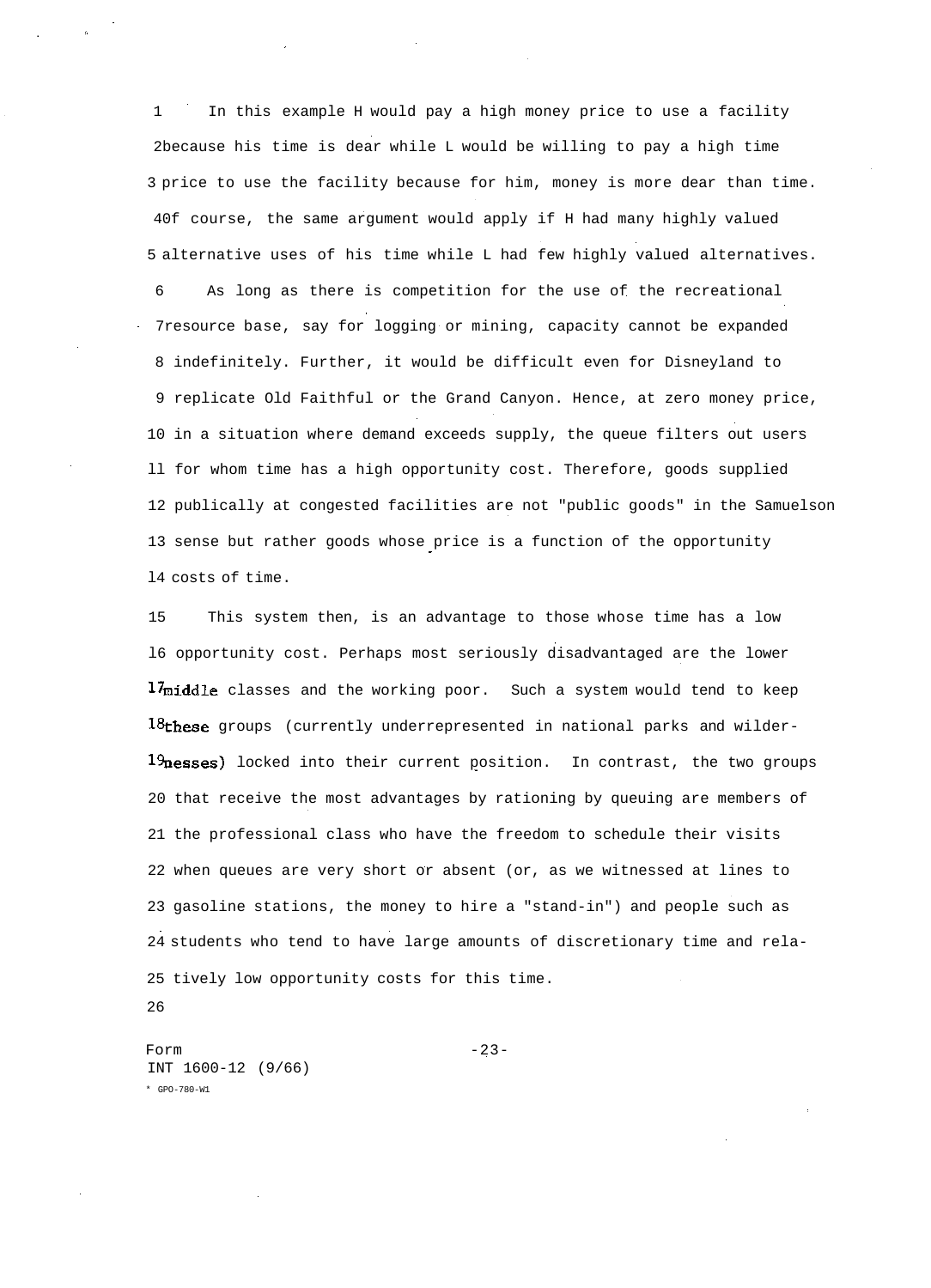In this example H would pay a high money price to use a facility because his time is dear while L would be willing to pay a high time price to use the facility because for him, money is more dear than time. Of course, the same argument would apply if H had many highly valued alternative uses of his time while L had few highly valued alternatives.

As long as there is competition for the use of the recreational resource base, say for logging or mining, capacity cannot be expanded indefinitely. Further, it would be difficult even for Disneyland to replicate Old Faithful or the Grand Canyon. Hence, at zero money price, in a situation where demand exceeds supply, the queue filters out users for whom time has a high opportunity cost. Therefore, goods supplied publically at congested facilities are not "public goods" in the Samuelson sense but rather goods whose price is a function of the opportunity costs of time.

This system then, is an advantage to those whose time has a low opportunity cost. Perhaps most seriously disadvantaged are the lower middle classes and the working poor. Such a system would tend to keep these groups (currently underrepresented in national parks and wildernesses) locked into their current position. In contrast, the two groups that receive the most advantages by rationing by queuing are members of the professional class who have the freedom to schedule their visits when queues are very short or absent (or, as we witnessed at lines to gasoline stations, the money to hire a "stand-in") and people such as students who tend to have large amounts of discretionary time and relatively low opportunity costs for this time.

Form
INT 1600-12 (9/66)
* GPO-780-W1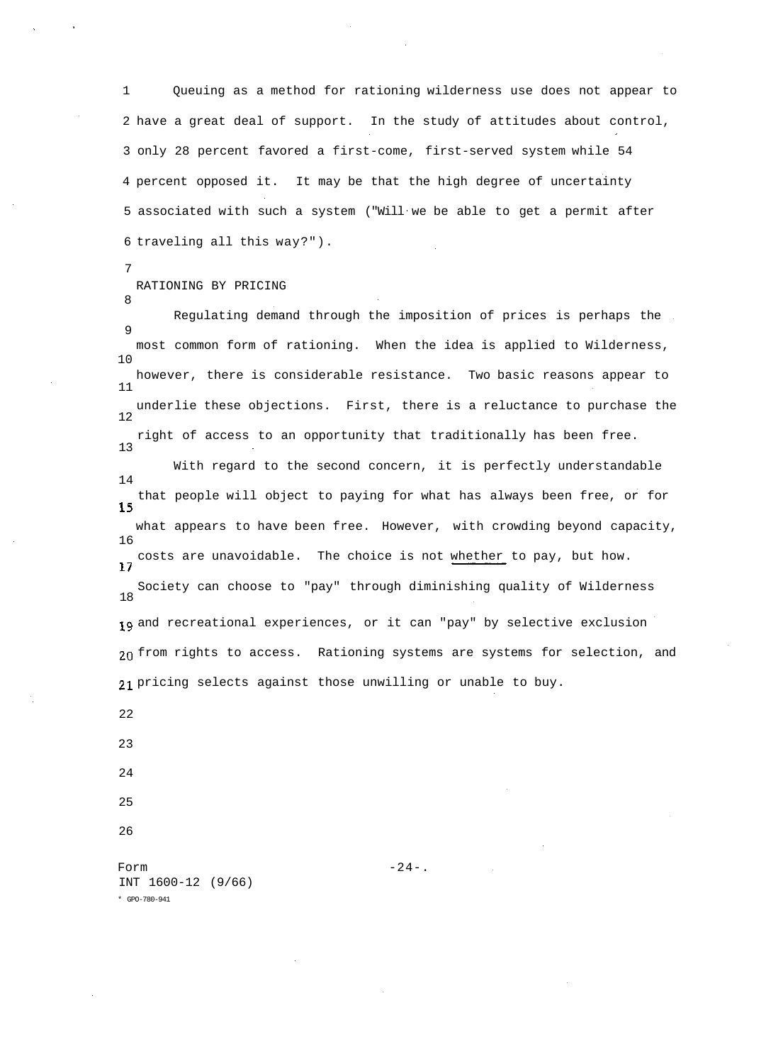Queuing as a method for rationing wilderness use does not appear to have a great deal of support. In the study of attitudes about control, only 28 percent favored a first-come, first-served system while 54 percent opposed it. It may be that the high degree of uncertainty associated with such a system ("Will we be able to get a permit after traveling all this way?").

## RATIONING BY PRICING

Regulating demand through the imposition of prices is perhaps the most common form of rationing. When the idea is applied to Wilderness, however, there is considerable resistance. Two basic reasons appear to underlie these objections. First, there is a reluctance to purchase the right of access to an opportunity that traditionally has been free.

With regard to the second concern, it is perfectly understandable that people will object to paying for what has always been free, or for what appears to have been free. However, with crowding beyond capacity, costs are unavoidable. The choice is not <u>whether</u> to pay, but how. Society can choose to "pay" through diminishing quality of Wilderness and recreational experiences, or it can "pay" by selective exclusion from rights to access. Rationing systems are systems for selection, and pricing selects against those unwilling or unable to buy.

Form
INT 1600-12 (9/66)
* GPO-780-941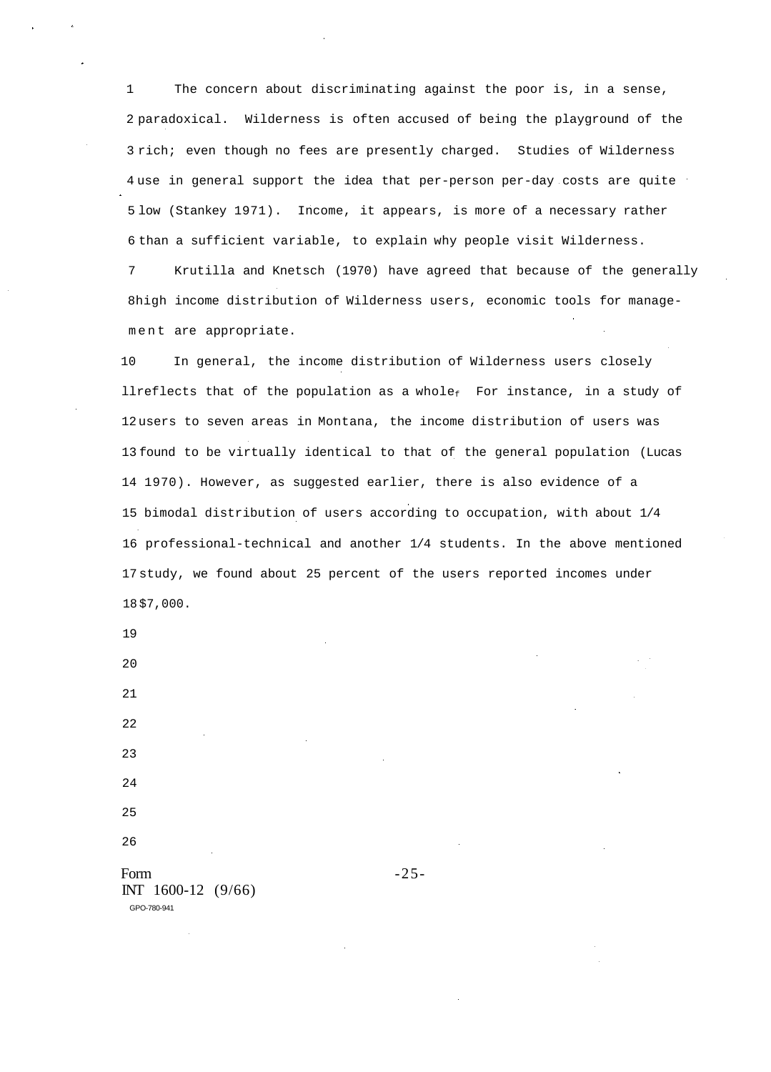The concern about discriminating against the poor is, in a sense, paradoxical. Wilderness is often accused of being the playground of the rich; even though no fees are presently charged. Studies of Wilderness use in general support the idea that per-person per-day costs are quite low (Stankey 1971). Income, it appears, is more of a necessary rather than a sufficient variable, to explain why people visit Wilderness.

Krutilla and Knetsch (1970) have agreed that because of the generally high income distribution of Wilderness users, economic tools for management are appropriate.

In general, the income distribution of Wilderness users closely reflects that of the population as a whole. For instance, in a study of users to seven areas in Montana, the income distribution of users was found to be virtually identical to that of the general population (Lucas 1970). However, as suggested earlier, there is also evidence of a bimodal distribution of users according to occupation, with about 1/4 professional-technical and another 1/4 students. In the above mentioned study, we found about 25 percent of the users reported incomes under $7,000.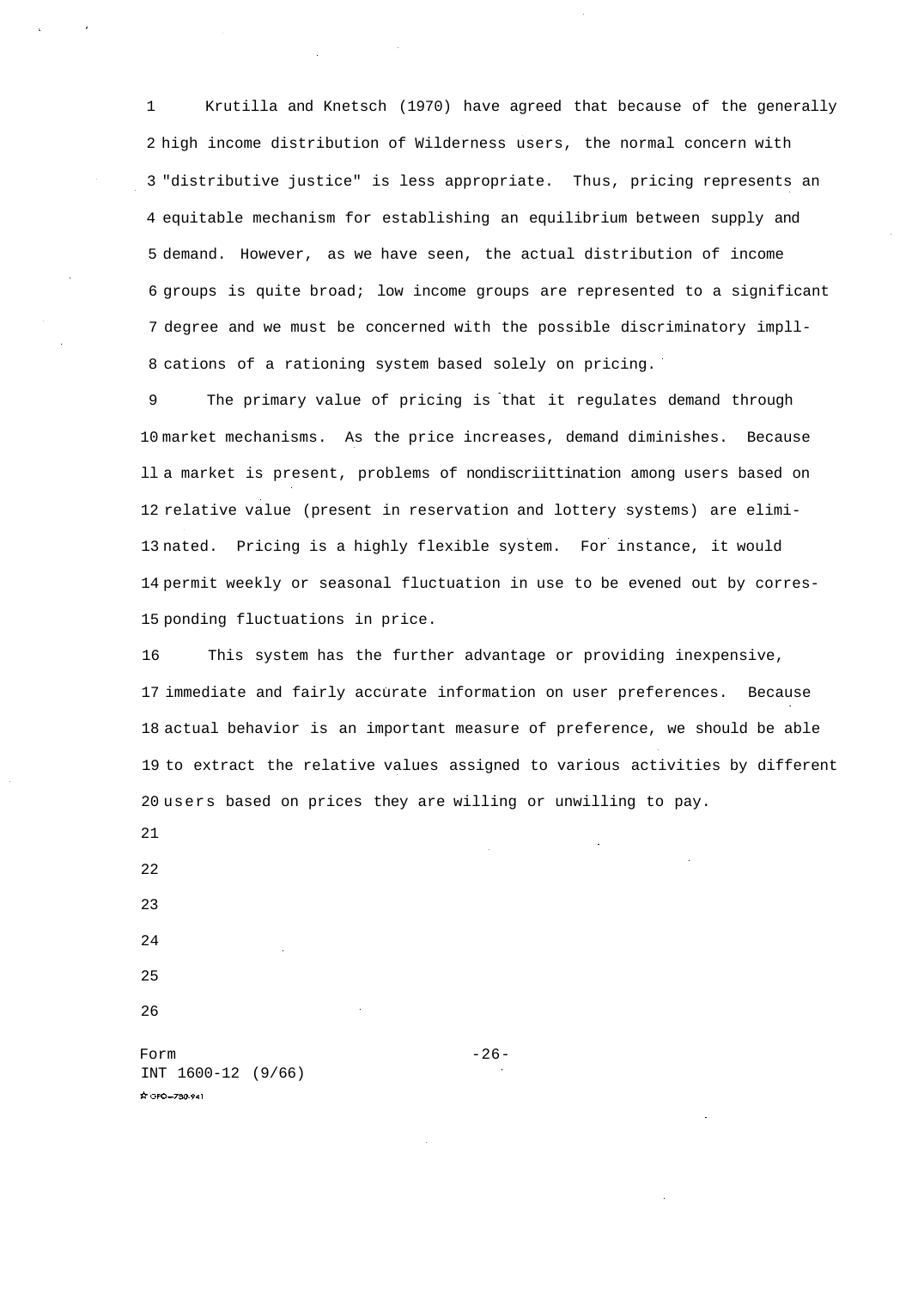Krutilla and Knetsch (1970) have agreed that because of the generally high income distribution of Wilderness users, the normal concern with "distributive justice" is less appropriate. Thus, pricing represents an equitable mechanism for establishing an equilibrium between supply and demand. However, as we have seen, the actual distribution of income groups is quite broad; low income groups are represented to a significant degree and we must be concerned with the possible discriminatory impll-cations of a rationing system based solely on pricing.

The primary value of pricing is that it regulates demand through market mechanisms. As the price increases, demand diminishes. Because a market is present, problems of nondiscriittination among users based on relative value (present in reservation and lottery systems) are eliminated. Pricing is a highly flexible system. For instance, it would permit weekly or seasonal fluctuation in use to be evened out by corresponding fluctuations in price.

This system has the further advantage or providing inexpensive, immediate and fairly accurate information on user preferences. Because actual behavior is an important measure of preference, we should be able to extract the relative values assigned to various activities by different users based on prices they are willing or unwilling to pay.

Form
INT 1600-12 (9/66)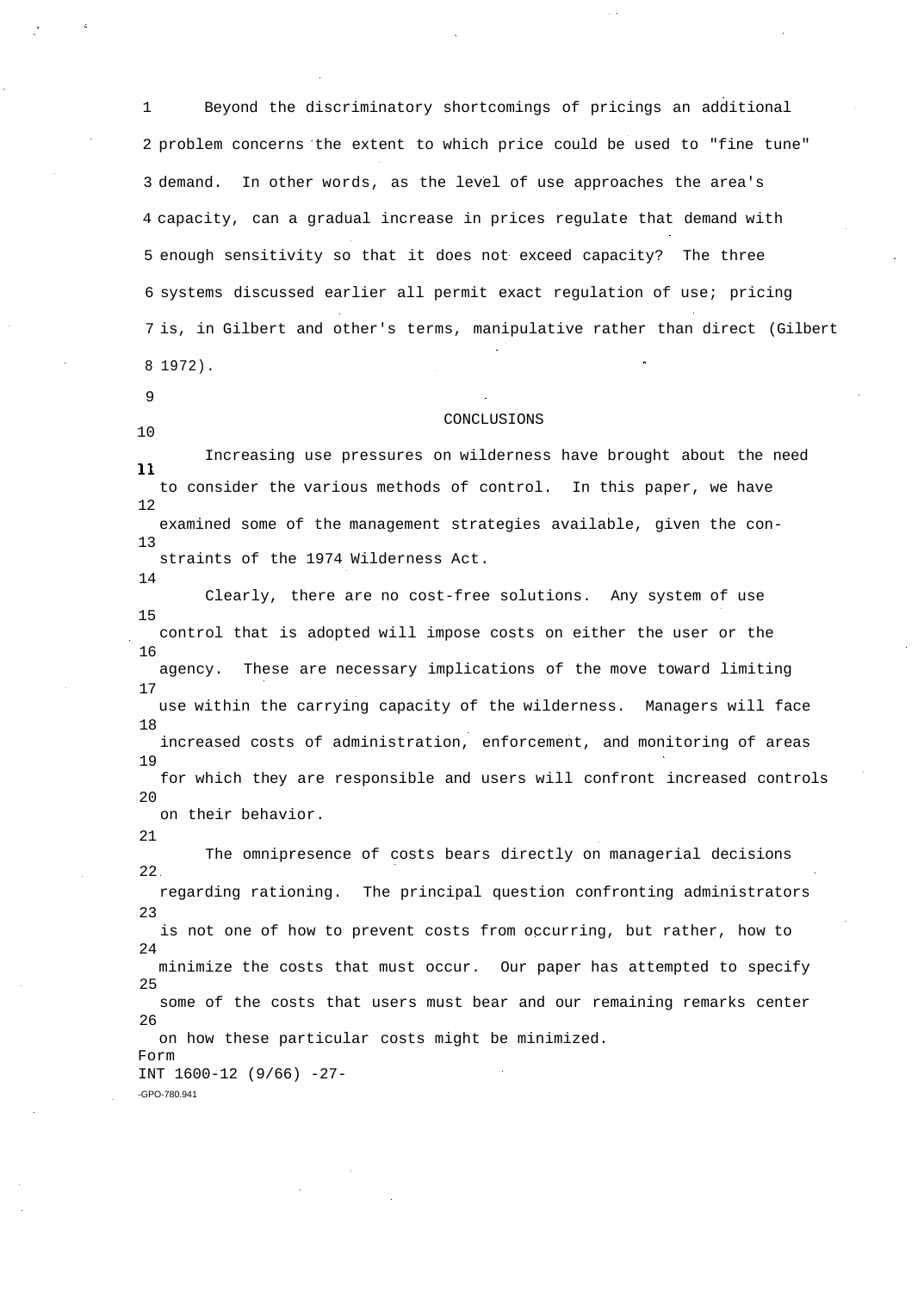Beyond the discriminatory shortcomings of pricings an additional problem concerns the extent to which price could be used to "fine tune" demand. In other words, as the level of use approaches the area's capacity, can a gradual increase in prices regulate that demand with enough sensitivity so that it does not exceed capacity? The three systems discussed earlier all permit exact regulation of use; pricing is, in Gilbert and other's terms, manipulative rather than direct (Gilbert 1972).

## CONCLUSIONS

Increasing use pressures on wilderness have brought about the need to consider the various methods of control. In this paper, we have examined some of the management strategies available, given the constraints of the 1974 Wilderness Act.

Clearly, there are no cost-free solutions. Any system of use control that is adopted will impose costs on either the user or the agency. These are necessary implications of the move toward limiting use within the carrying capacity of the wilderness. Managers will face increased costs of administration, enforcement, and monitoring of areas for which they are responsible and users will confront increased controls on their behavior.

The omnipresence of costs bears directly on managerial decisions regarding rationing. The principal question confronting administrators is not one of how to prevent costs from occurring, but rather, how to minimize the costs that must occur. Our paper has attempted to specify some of the costs that users must bear and our remaining remarks center on how these particular costs might be minimized.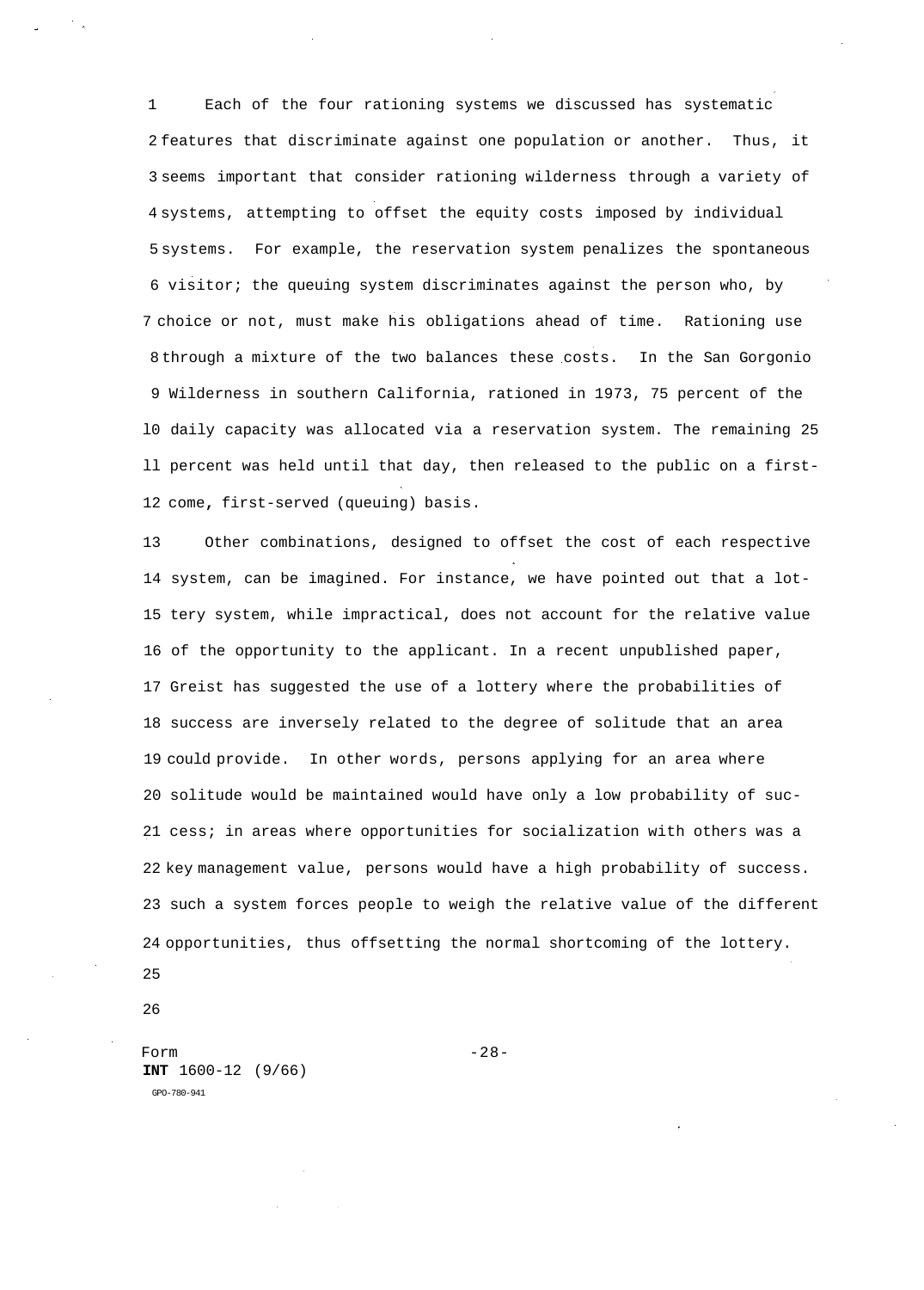Each of the four rationing systems we discussed has systematic features that discriminate against one population or another. Thus, it seems important that consider rationing wilderness through a variety of systems, attempting to offset the equity costs imposed by individual systems. For example, the reservation system penalizes the spontaneous visitor; the queuing system discriminates against the person who, by choice or not, must make his obligations ahead of time. Rationing use through a mixture of the two balances these costs. In the San Gorgonio Wilderness in southern California, rationed in 1973, 75 percent of the daily capacity was allocated via a reservation system. The remaining 25 percent was held until that day, then released to the public on a first-come, first-served (queuing) basis.

Other combinations, designed to offset the cost of each respective system, can be imagined. For instance, we have pointed out that a lottery system, while impractical, does not account for the relative value of the opportunity to the applicant. In a recent unpublished paper, Greist has suggested the use of a lottery where the probabilities of success are inversely related to the degree of solitude that an area could provide. In other words, persons applying for an area where solitude would be maintained would have only a low probability of success; in areas where opportunities for socialization with others was a key management value, persons would have a high probability of success. such a system forces people to weigh the relative value of the different opportunities, thus offsetting the normal shortcoming of the lottery.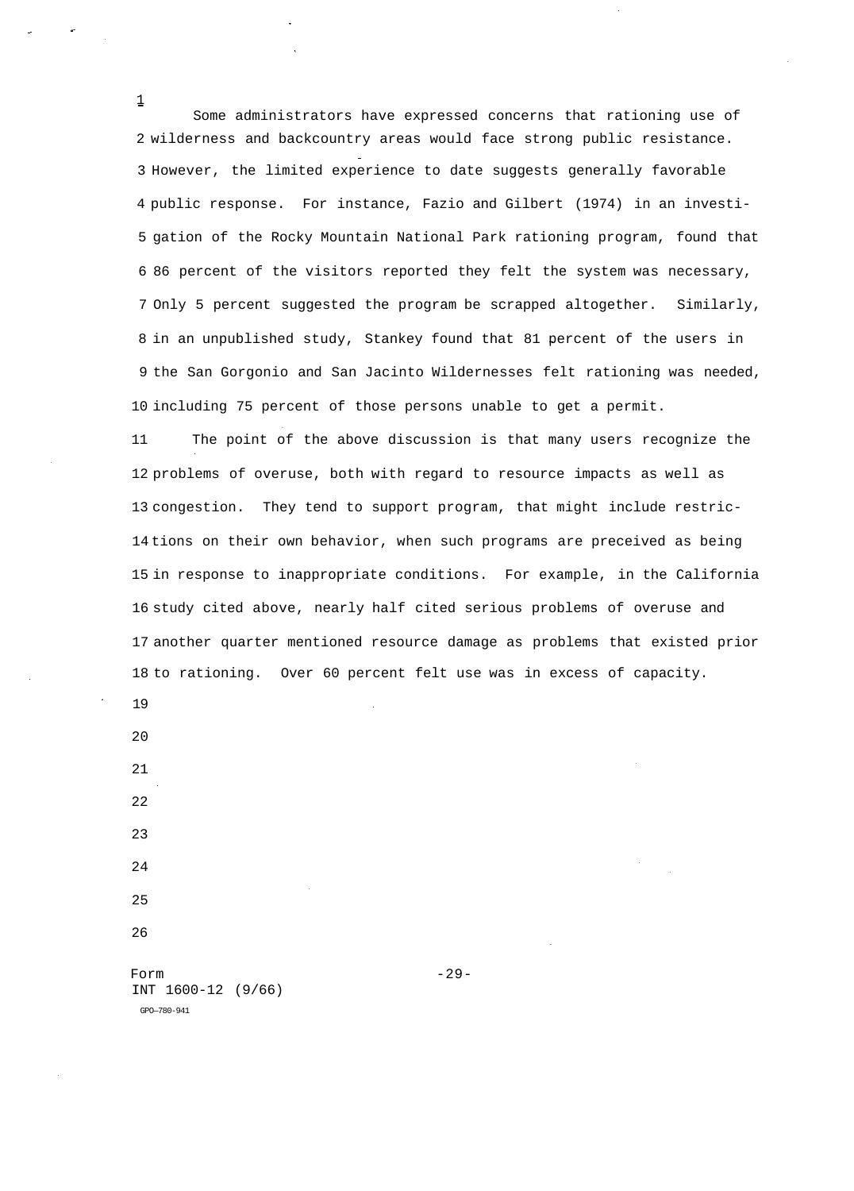Some administrators have expressed concerns that rationing use of wilderness and backcountry areas would face strong public resistance. However, the limited experience to date suggests generally favorable public response. For instance, Fazio and Gilbert (1974) in an investigation of the Rocky Mountain National Park rationing program, found that 86 percent of the visitors reported they felt the system was necessary, Only 5 percent suggested the program be scrapped altogether. Similarly, in an unpublished study, Stankey found that 81 percent of the users in the San Gorgonio and San Jacinto Wildernesses felt rationing was needed, including 75 percent of those persons unable to get a permit.

The point of the above discussion is that many users recognize the problems of overuse, both with regard to resource impacts as well as congestion. They tend to support program, that might include restrictions on their own behavior, when such programs are preceived as being in response to inappropriate conditions. For example, in the California study cited above, nearly half cited serious problems of overuse and another quarter mentioned resource damage as problems that existed prior to rationing. Over 60 percent felt use was in excess of capacity.

Form
INT 1600-12 (9/66)
GPO—780-941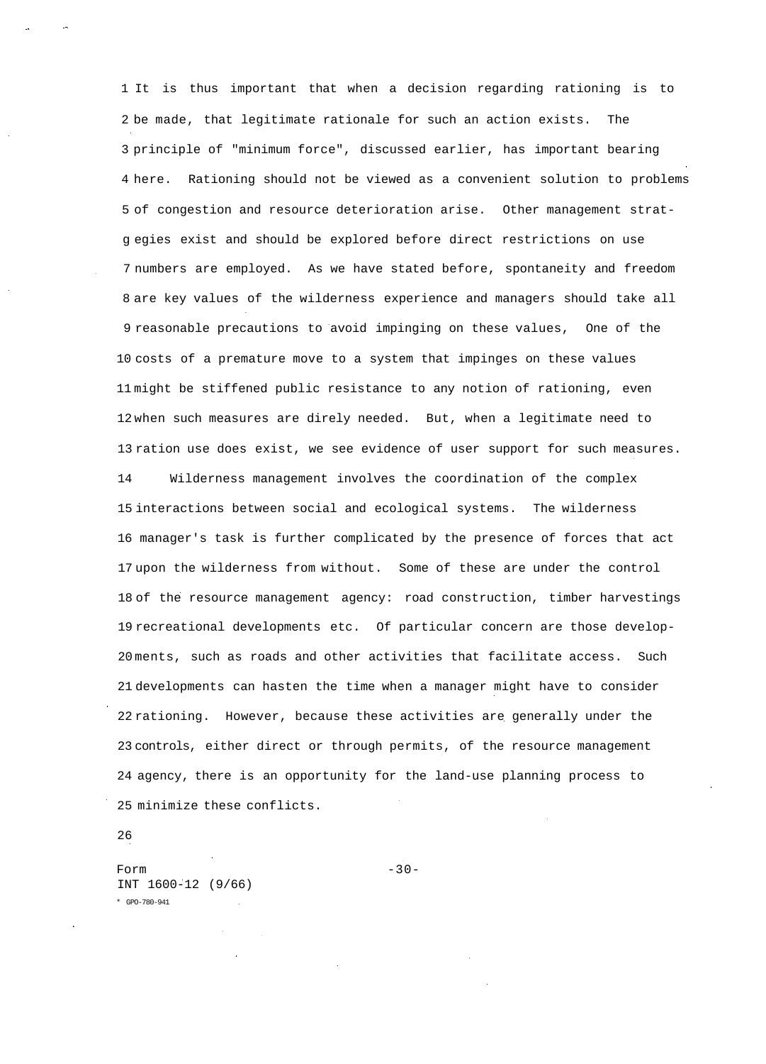It is thus important that when a decision regarding rationing is to be made, that legitimate rationale for such an action exists. The principle of "minimum force", discussed earlier, has important bearing here. Rationing should not be viewed as a convenient solution to problems of congestion and resource deterioration arise. Other management strategies exist and should be explored before direct restrictions on use numbers are employed. As we have stated before, spontaneity and freedom are key values of the wilderness experience and managers should take all reasonable precautions to avoid impinging on these values, One of the costs of a premature move to a system that impinges on these values might be stiffened public resistance to any notion of rationing, even when such measures are direly needed. But, when a legitimate need to ration use does exist, we see evidence of user support for such measures.

Wilderness management involves the coordination of the complex interactions between social and ecological systems. The wilderness manager's task is further complicated by the presence of forces that act upon the wilderness from without. Some of these are under the control of the resource management agency: road construction, timber harvestings recreational developments etc. Of particular concern are those developments, such as roads and other activities that facilitate access. Such developments can hasten the time when a manager might have to consider rationing. However, because these activities are generally under the controls, either direct or through permits, of the resource management agency, there is an opportunity for the land-use planning process to minimize these conflicts.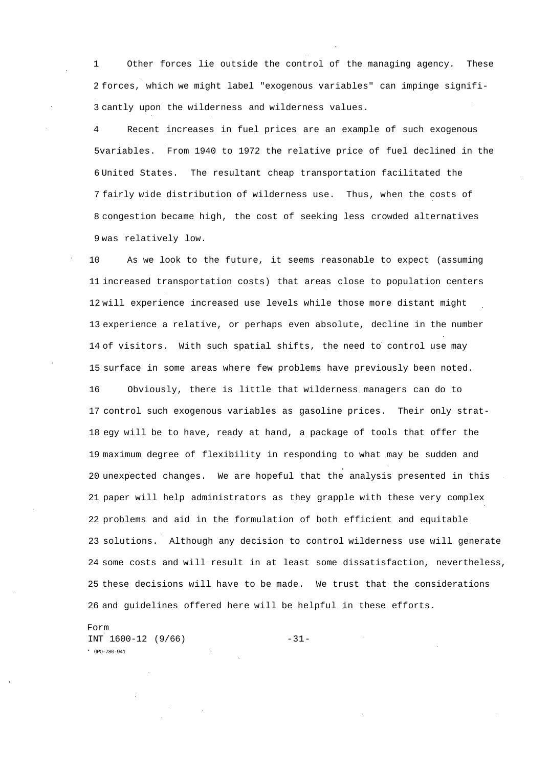Other forces lie outside the control of the managing agency. These forces, which we might label "exogenous variables" can impinge significantly upon the wilderness and wilderness values.

Recent increases in fuel prices are an example of such exogenous variables. From 1940 to 1972 the relative price of fuel declined in the United States. The resultant cheap transportation facilitated the fairly wide distribution of wilderness use. Thus, when the costs of congestion became high, the cost of seeking less crowded alternatives was relatively low.

As we look to the future, it seems reasonable to expect (assuming increased transportation costs) that areas close to population centers will experience increased use levels while those more distant might experience a relative, or perhaps even absolute, decline in the number of visitors. With such spatial shifts, the need to control use may surface in some areas where few problems have previously been noted.

Obviously, there is little that wilderness managers can do to control such exogenous variables as gasoline prices. Their only strategy will be to have, ready at hand, a package of tools that offer the maximum degree of flexibility in responding to what may be sudden and unexpected changes. We are hopeful that the analysis presented in this paper will help administrators as they grapple with these very complex problems and aid in the formulation of both efficient and equitable solutions. Although any decision to control wilderness use will generate some costs and will result in at least some dissatisfaction, nevertheless, these decisions will have to be made. We trust that the considerations and guidelines offered here will be helpful in these efforts.